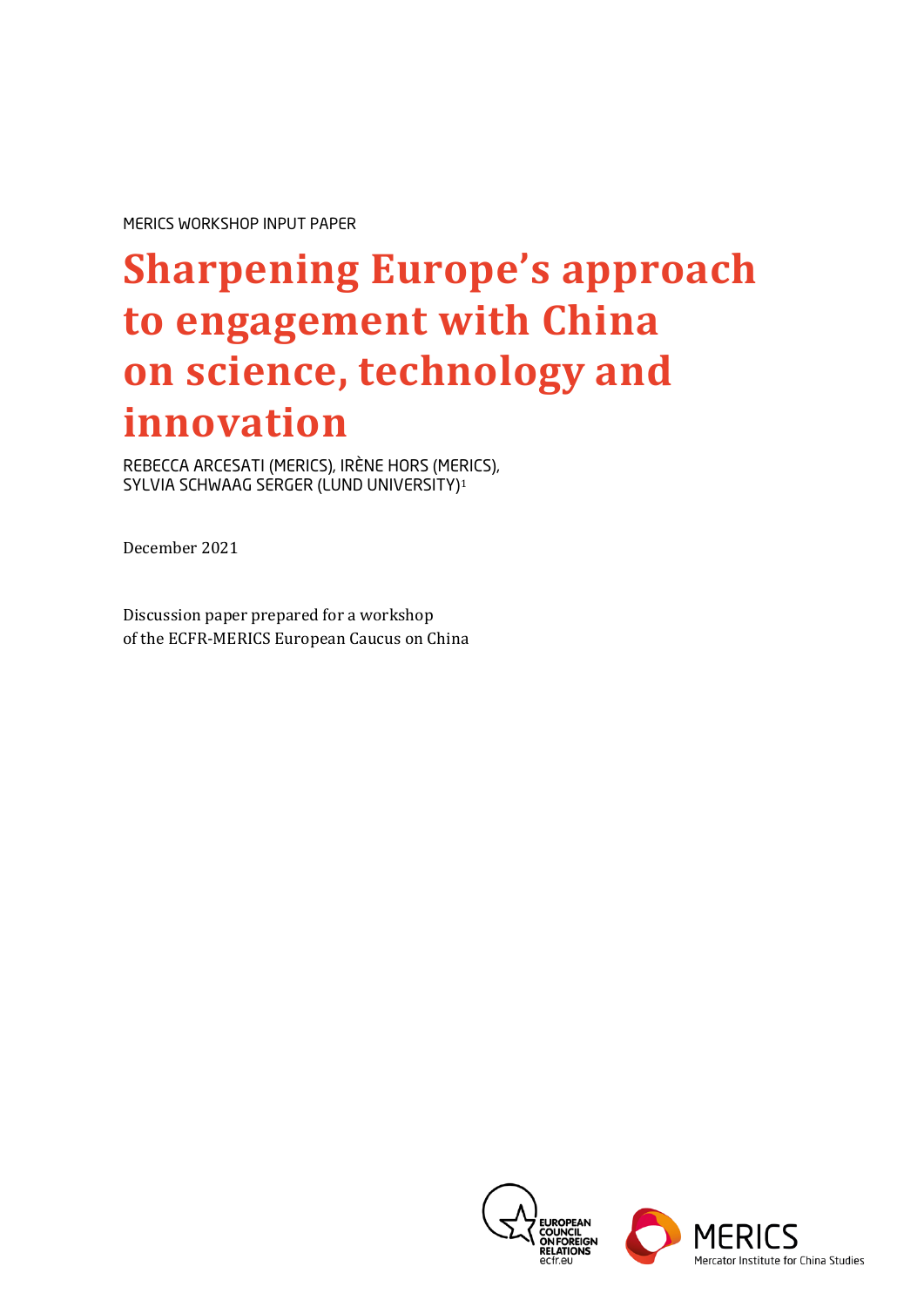MERICS WORKSHOP INPUT PAPER

# Sharpening Europe's approach to engagement with China on science, technology and innovation

REBECCA ARCESATI (MERICS), IRÈNE HORS (MERICS), SYLVIA SCHWAAG SERGER (LUND UNIVERSITY)[1]

December 2021

Discussion paper prepared for a workshop of the ECFR-MERICS European Caucus on China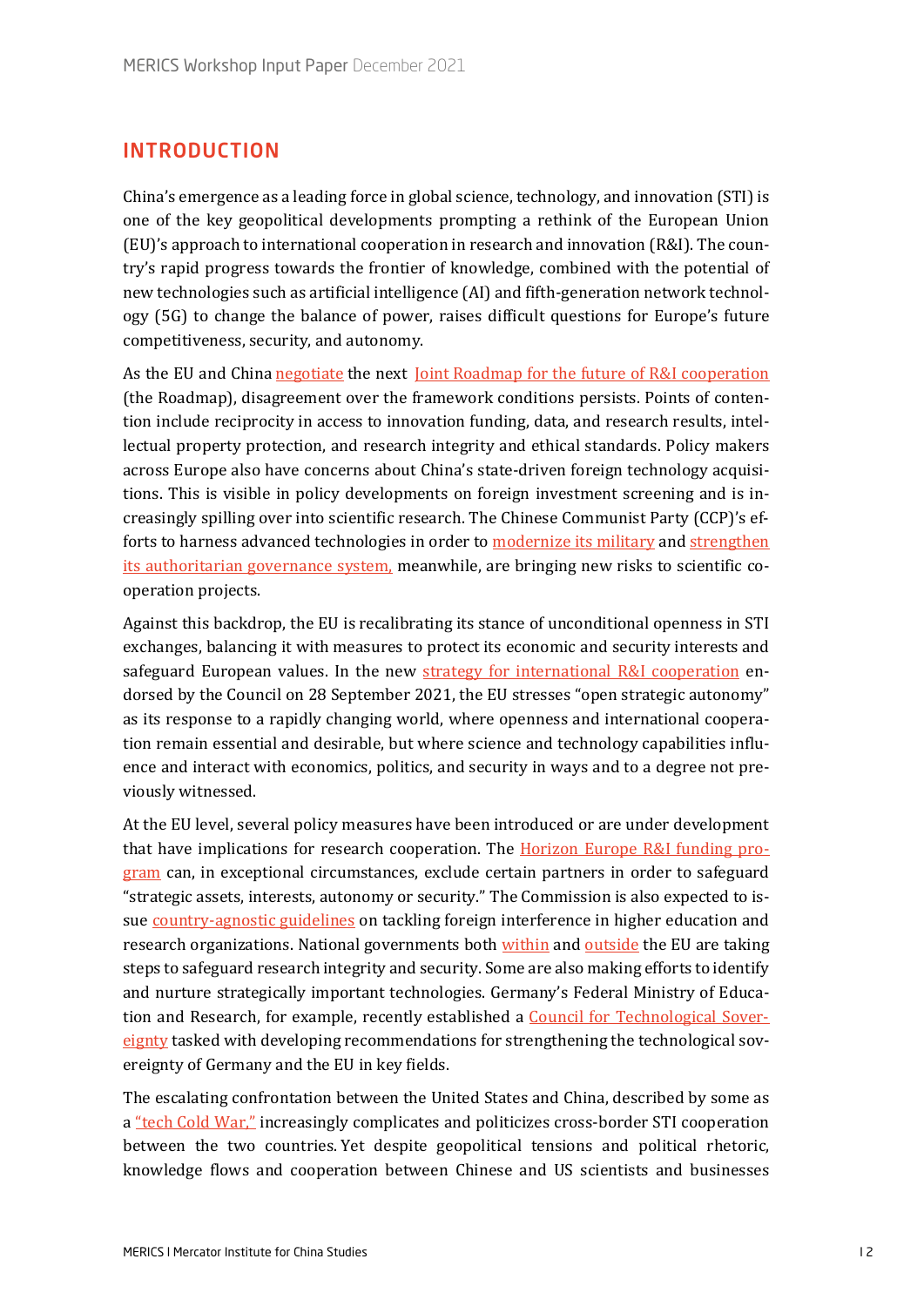## INTRODUCTION

China's emergence as a leading force in global science, technology, and innovation (STI) is one of the key geopolitical developments prompting a rethink of the European Union (EU)'s approach to international cooperation in research and innovation (R&I). The country's rapid progress towards the frontier of knowledge, combined with the potential of new technologies such as artificial intelligence (AI) and fifth-generation network technology (5G) to change the balance of power, raises difficult questions for Europe's future competitiveness, security, and autonomy.

As the EU and China negotiate the next Joint Roadmap for the future of R&I cooperation (the Roadmap), disagreement over the framework conditions persists. Points of contention include reciprocity in access to innovation funding, data, and research results, intellectual property protection, and research integrity and ethical standards. Policy makers across Europe also have concerns about China's state-driven foreign technology acquisitions. This is visible in policy developments on foreign investment screening and is increasingly spilling over into scientific research. The Chinese Communist Party (CCP)'s efforts to harness advanced technologies in order to modernize its military and strengthen its authoritarian governance system, meanwhile, are bringing new risks to scientific cooperation projects.

Against this backdrop, the EU is recalibrating its stance of unconditional openness in STI exchanges, balancing it with measures to protect its economic and security interests and safeguard European values. In the new strategy for international R&I cooperation endorsed by the Council on 28 September 2021, the EU stresses "open strategic autonomy" as its response to a rapidly changing world, where openness and international cooperation remain essential and desirable, but where science and technology capabilities influence and interact with economics, politics, and security in ways and to a degree not previously witnessed.

At the EU level, several policy measures have been introduced or are under development that have implications for research cooperation. The Horizon Europe R&I funding program can, in exceptional circumstances, exclude certain partners in order to safeguard "strategic assets, interests, autonomy or security." The Commission is also expected to issue country-agnostic guidelines on tackling foreign interference in higher education and research organizations. National governments both within and outside the EU are taking steps to safeguard research integrity and security. Some are also making efforts to identify and nurture strategically important technologies. Germany's Federal Ministry of Education and Research, for example, recently established a Council for Technological Sovereignty tasked with developing recommendations for strengthening the technological sovereignty of Germany and the EU in key fields.

The escalating confrontation between the United States and China, described by some as a "tech Cold War," increasingly complicates and politicizes cross-border STI cooperation between the two countries. Yet despite geopolitical tensions and political rhetoric, knowledge flows and cooperation between Chinese and US scientists and businesses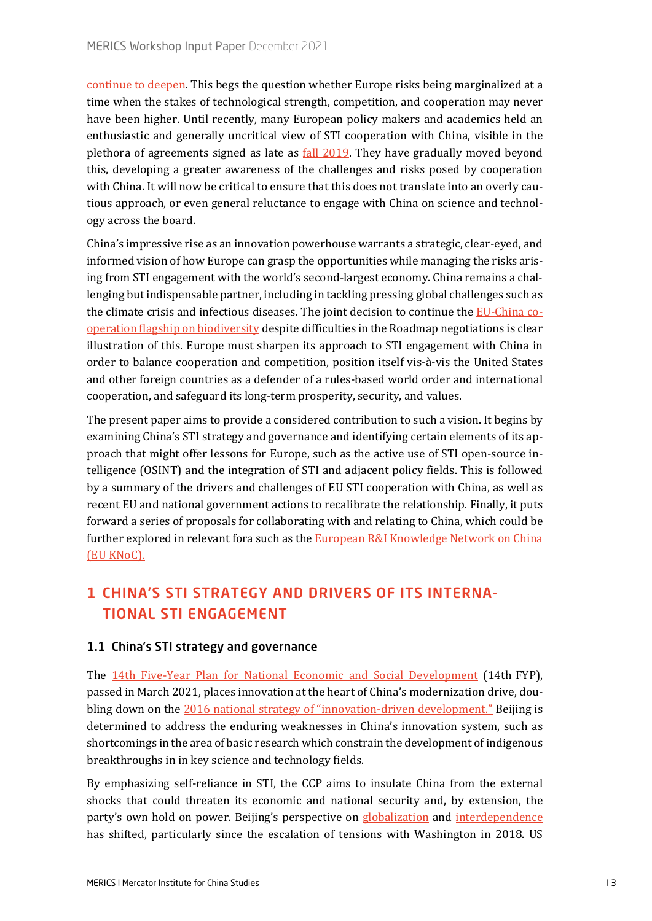continue to deepen. This begs the question whether Europe risks being marginalized at a time when the stakes of technological strength, competition, and cooperation may never have been higher. Until recently, many European policy makers and academics held an enthusiastic and generally uncritical view of STI cooperation with China, visible in the plethora of agreements signed as late as fall 2019. They have gradually moved beyond this, developing a greater awareness of the challenges and risks posed by cooperation with China. It will now be critical to ensure that this does not translate into an overly cautious approach, or even general reluctance to engage with China on science and technology across the board.

China's impressive rise as an innovation powerhouse warrants a strategic, clear-eyed, and informed vision of how Europe can grasp the opportunities while managing the risks arising from STI engagement with the world's second-largest economy. China remains a challenging but indispensable partner, including in tackling pressing global challenges such as the climate crisis and infectious diseases. The joint decision to continue the EU-China cooperation flagship on biodiversity despite difficulties in the Roadmap negotiations is clear illustration of this. Europe must sharpen its approach to STI engagement with China in order to balance cooperation and competition, position itself vis-à-vis the United States and other foreign countries as a defender of a rules-based world order and international cooperation, and safeguard its long-term prosperity, security, and values.

The present paper aims to provide a considered contribution to such a vision. It begins by examining China's STI strategy and governance and identifying certain elements of its approach that might offer lessons for Europe, such as the active use of STI open-source intelligence (OSINT) and the integration of STI and adjacent policy fields. This is followed by a summary of the drivers and challenges of EU STI cooperation with China, as well as recent EU and national government actions to recalibrate the relationship. Finally, it puts forward a series of proposals for collaborating with and relating to China, which could be further explored in relevant fora such as the European R&I Knowledge Network on China (EU KNoC).

## 1 CHINA'S STI STRATEGY AND DRIVERS OF ITS INTERNATIONAL STI ENGAGEMENT

### 1.1 China's STI strategy and governance

The 14th Five-Year Plan for National Economic and Social Development (14th FYP), passed in March 2021, places innovation at the heart of China's modernization drive, doubling down on the 2016 national strategy of "innovation-driven development." Beijing is determined to address the enduring weaknesses in China's innovation system, such as shortcomings in the area of basic research which constrain the development of indigenous breakthroughs in in key science and technology fields.

By emphasizing self-reliance in STI, the CCP aims to insulate China from the external shocks that could threaten its economic and national security and, by extension, the party's own hold on power. Beijing's perspective on globalization and interdependence has shifted, particularly since the escalation of tensions with Washington in 2018. US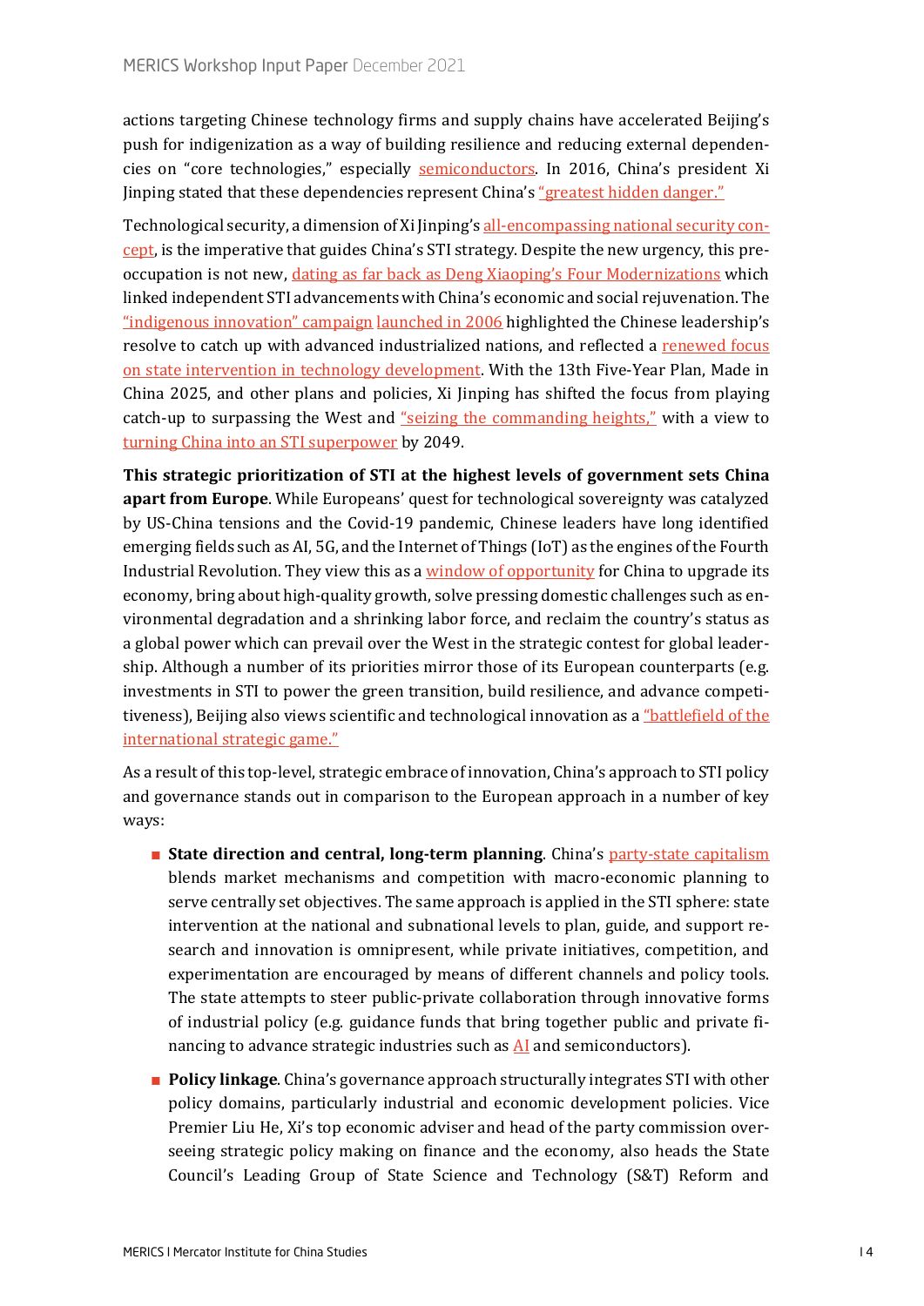actions targeting Chinese technology firms and supply chains have accelerated Beijing's push for indigenization as a way of building resilience and reducing external dependencies on "core technologies," especially semiconductors. In 2016, China's president Xi Jinping stated that these dependencies represent China's "greatest hidden danger."

Technological security, a dimension of Xi Jinping's all-encompassing national security concept, is the imperative that guides China's STI strategy. Despite the new urgency, this preoccupation is not new, dating as far back as Deng Xiaoping's Four Modernizations which linked independent STI advancements with China's economic and social rejuvenation. The "indigenous innovation" campaign launched in 2006 highlighted the Chinese leadership's resolve to catch up with advanced industrialized nations, and reflected a renewed focus on state intervention in technology development. With the 13th Five-Year Plan, Made in China 2025, and other plans and policies, Xi Jinping has shifted the focus from playing catch-up to surpassing the West and "seizing the commanding heights," with a view to turning China into an STI superpower by 2049.

**This strategic prioritization of STI at the highest levels of government sets China apart from Europe**. While Europeans' quest for technological sovereignty was catalyzed by US-China tensions and the Covid-19 pandemic, Chinese leaders have long identified emerging fields such as AI, 5G, and the Internet of Things (IoT) as the engines of the Fourth Industrial Revolution. They view this as a window of opportunity for China to upgrade its economy, bring about high-quality growth, solve pressing domestic challenges such as environmental degradation and a shrinking labor force, and reclaim the country's status as a global power which can prevail over the West in the strategic contest for global leadership. Although a number of its priorities mirror those of its European counterparts (e.g. investments in STI to power the green transition, build resilience, and advance competitiveness), Beijing also views scientific and technological innovation as a "battlefield of the international strategic game."

As a result of this top-level, strategic embrace of innovation, China's approach to STI policy and governance stands out in comparison to the European approach in a number of key ways:

- **State direction and central, long-term planning**. China's party-state capitalism blends market mechanisms and competition with macro-economic planning to serve centrally set objectives. The same approach is applied in the STI sphere: state intervention at the national and subnational levels to plan, guide, and support research and innovation is omnipresent, while private initiatives, competition, and experimentation are encouraged by means of different channels and policy tools. The state attempts to steer public-private collaboration through innovative forms of industrial policy (e.g. guidance funds that bring together public and private financing to advance strategic industries such as AI and semiconductors).
- **Policy linkage**. China's governance approach structurally integrates STI with other policy domains, particularly industrial and economic development policies. Vice Premier Liu He, Xi's top economic adviser and head of the party commission overseeing strategic policy making on finance and the economy, also heads the State Council's Leading Group of State Science and Technology (S&T) Reform and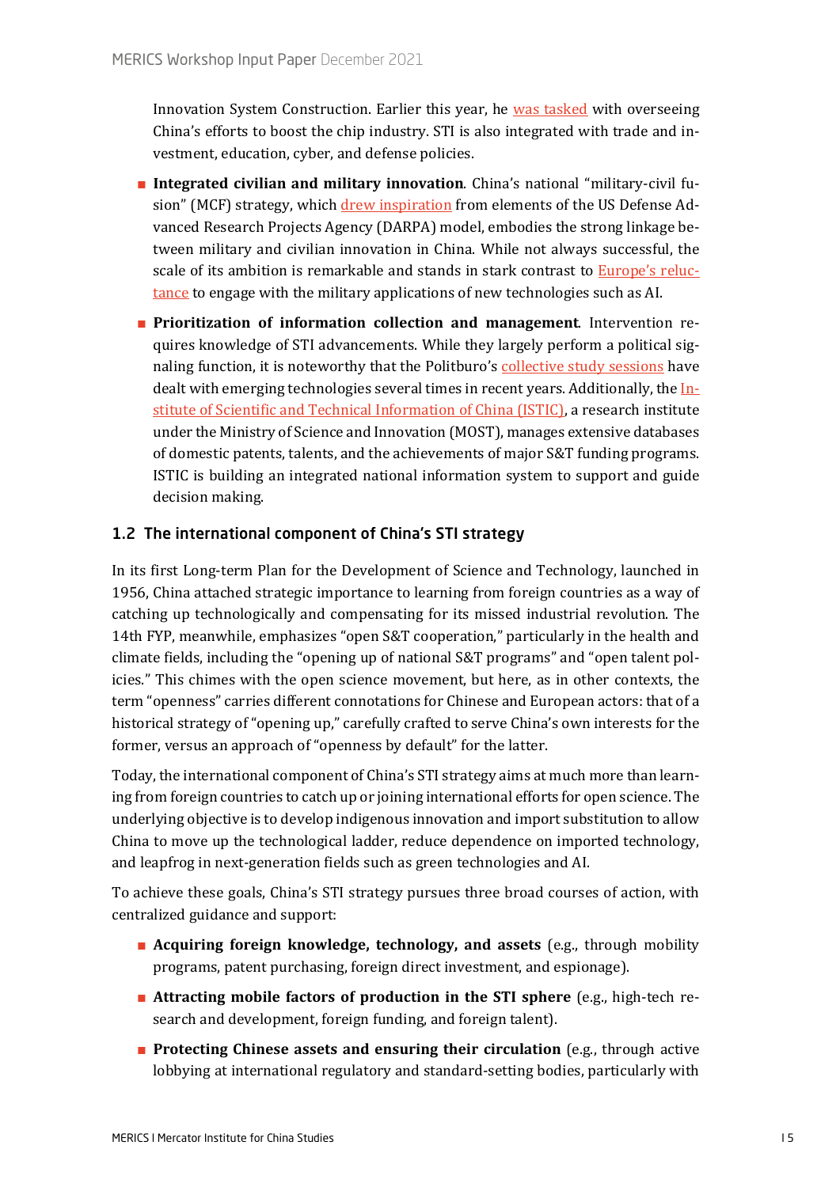Innovation System Construction. Earlier this year, he was tasked with overseeing China's efforts to boost the chip industry. STI is also integrated with trade and investment, education, cyber, and defense policies.

- **Integrated civilian and military innovation**. China's national "military-civil fusion" (MCF) strategy, which drew inspiration from elements of the US Defense Advanced Research Projects Agency (DARPA) model, embodies the strong linkage between military and civilian innovation in China. While not always successful, the scale of its ambition is remarkable and stands in stark contrast to Europe's reluctance to engage with the military applications of new technologies such as AI.
- **Prioritization of information collection and management**. Intervention requires knowledge of STI advancements. While they largely perform a political signaling function, it is noteworthy that the Politburo's collective study sessions have dealt with emerging technologies several times in recent years. Additionally, the Institute of Scientific and Technical Information of China (ISTIC), a research institute under the Ministry of Science and Innovation (MOST), manages extensive databases of domestic patents, talents, and the achievements of major S&T funding programs. ISTIC is building an integrated national information system to support and guide decision making.

## 1.2 The international component of China's STI strategy

In its first Long-term Plan for the Development of Science and Technology, launched in 1956, China attached strategic importance to learning from foreign countries as a way of catching up technologically and compensating for its missed industrial revolution. The 14th FYP, meanwhile, emphasizes "open S&T cooperation," particularly in the health and climate fields, including the "opening up of national S&T programs" and "open talent policies." This chimes with the open science movement, but here, as in other contexts, the term "openness" carries different connotations for Chinese and European actors: that of a historical strategy of "opening up," carefully crafted to serve China's own interests for the former, versus an approach of "openness by default" for the latter.

Today, the international component of China's STI strategy aims at much more than learning from foreign countries to catch up or joining international efforts for open science. The underlying objective is to develop indigenous innovation and import substitution to allow China to move up the technological ladder, reduce dependence on imported technology, and leapfrog in next-generation fields such as green technologies and AI.

To achieve these goals, China's STI strategy pursues three broad courses of action, with centralized guidance and support:

- **Acquiring foreign knowledge, technology, and assets** (e.g., through mobility programs, patent purchasing, foreign direct investment, and espionage).
- **Attracting mobile factors of production in the STI sphere** (e.g., high-tech research and development, foreign funding, and foreign talent).
- **Protecting Chinese assets and ensuring their circulation** (e.g., through active lobbying at international regulatory and standard-setting bodies, particularly with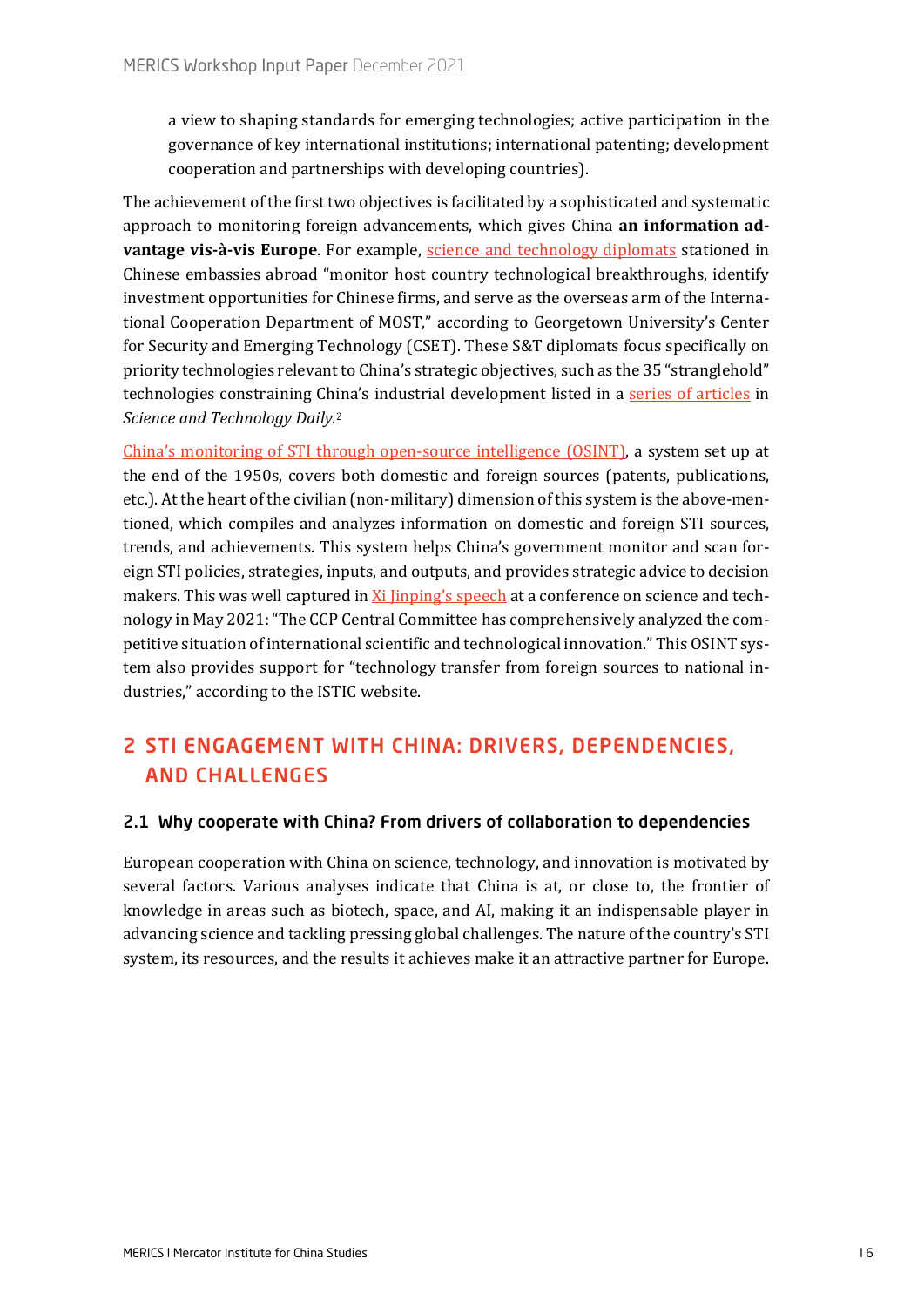a view to shaping standards for emerging technologies; active participation in the governance of key international institutions; international patenting; development cooperation and partnerships with developing countries).

The achievement of the first two objectives is facilitated by a sophisticated and systematic approach to monitoring foreign advancements, which gives China **an information advantage vis-à-vis Europe**. For example, science and technology diplomats stationed in Chinese embassies abroad "monitor host country technological breakthroughs, identify investment opportunities for Chinese firms, and serve as the overseas arm of the International Cooperation Department of MOST," according to Georgetown University's Center for Security and Emerging Technology (CSET). These S&T diplomats focus specifically on priority technologies relevant to China's strategic objectives, such as the 35 "stranglehold" technologies constraining China's industrial development listed in a series of articles in *Science and Technology Daily.*[2]

China's monitoring of STI through open-source intelligence (OSINT), a system set up at the end of the 1950s, covers both domestic and foreign sources (patents, publications, etc.). At the heart of the civilian (non-military) dimension of this system is the above-mentioned, which compiles and analyzes information on domestic and foreign STI sources, trends, and achievements. This system helps China's government monitor and scan foreign STI policies, strategies, inputs, and outputs, and provides strategic advice to decision makers. This was well captured in Xi Jinping's speech at a conference on science and technology in May 2021: "The CCP Central Committee has comprehensively analyzed the competitive situation of international scientific and technological innovation." This OSINT system also provides support for "technology transfer from foreign sources to national industries," according to the ISTIC website.

## 2 STI ENGAGEMENT WITH CHINA: DRIVERS, DEPENDENCIES, AND CHALLENGES

### 2.1 Why cooperate with China? From drivers of collaboration to dependencies

European cooperation with China on science, technology, and innovation is motivated by several factors. Various analyses indicate that China is at, or close to, the frontier of knowledge in areas such as biotech, space, and AI, making it an indispensable player in advancing science and tackling pressing global challenges. The nature of the country's STI system, its resources, and the results it achieves make it an attractive partner for Europe.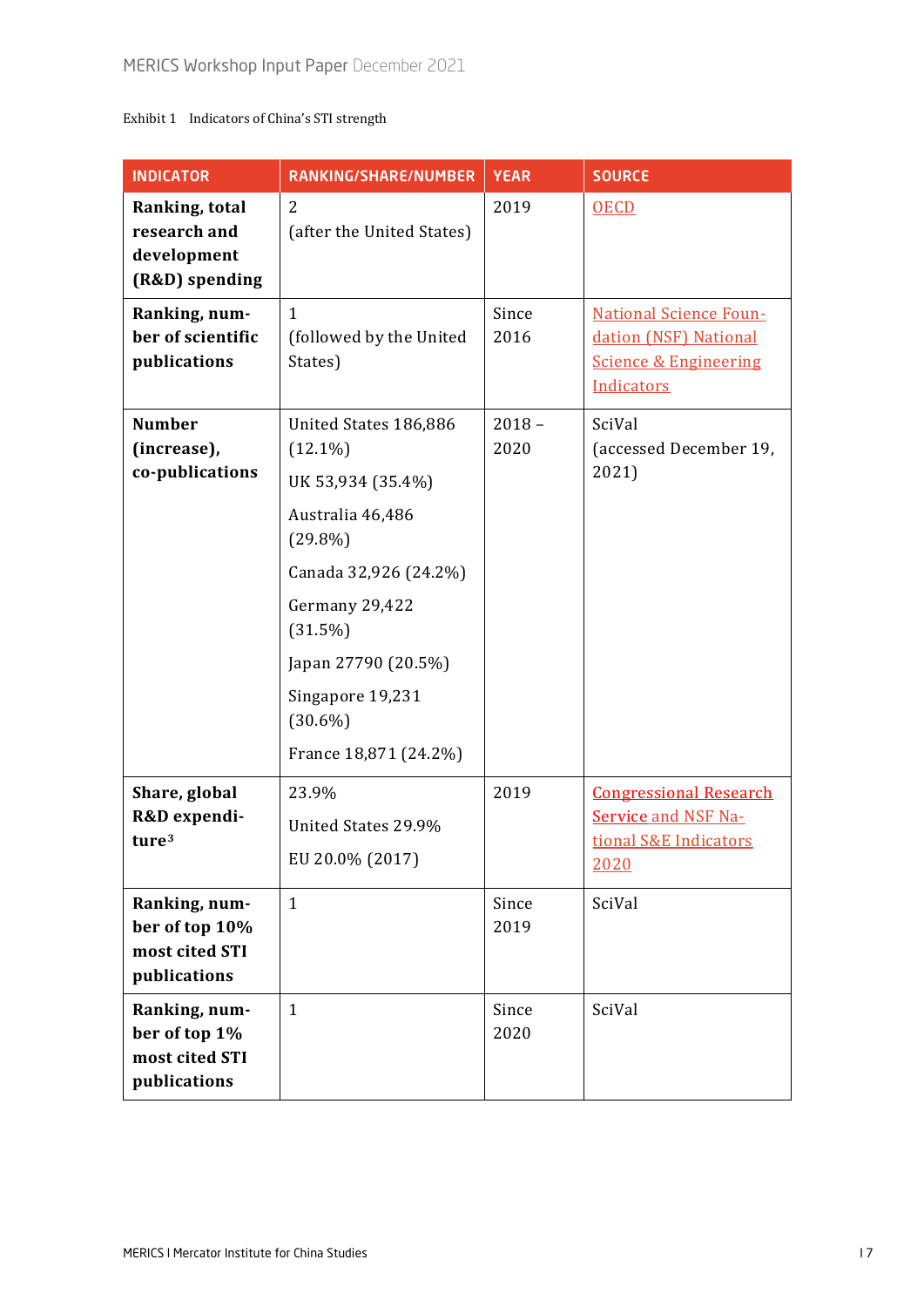Exhibit 1 Indicators of China's STI strength

| INDICATOR | RANKING/SHARE/NUMBER | YEAR | SOURCE |
| --- | --- | --- | --- |
| **Ranking, total research and development (R&D) spending** | 2 (after the United States) | 2019 | OECD |
| **Ranking, number of scientific publications** | 1 (followed by the United States) | Since 2016 | National Science Foundation (NSF) National Science & Engineering Indicators |
| **Number (increase), co-publications** | United States 186,886 (12.1%)<br>UK 53,934 (35.4%)<br>Australia 46,486 (29.8%)<br>Canada 32,926 (24.2%)<br>Germany 29,422 (31.5%)<br>Japan 27790 (20.5%)<br>Singapore 19,231 (30.6%)<br>France 18,871 (24.2%) | 2018 – 2020 | SciVal (accessed December 19, 2021) |
| **Share, global R&D expenditure[3]** | 23.9%<br>United States 29.9%<br>EU 20.0% (2017) | 2019 | Congressional Research Service and NSF National S&E Indicators 2020 |
| **Ranking, number of top 10% most cited STI publications** | 1 | Since 2019 | SciVal |
| **Ranking, number of top 1% most cited STI publications** | 1 | Since 2020 | SciVal |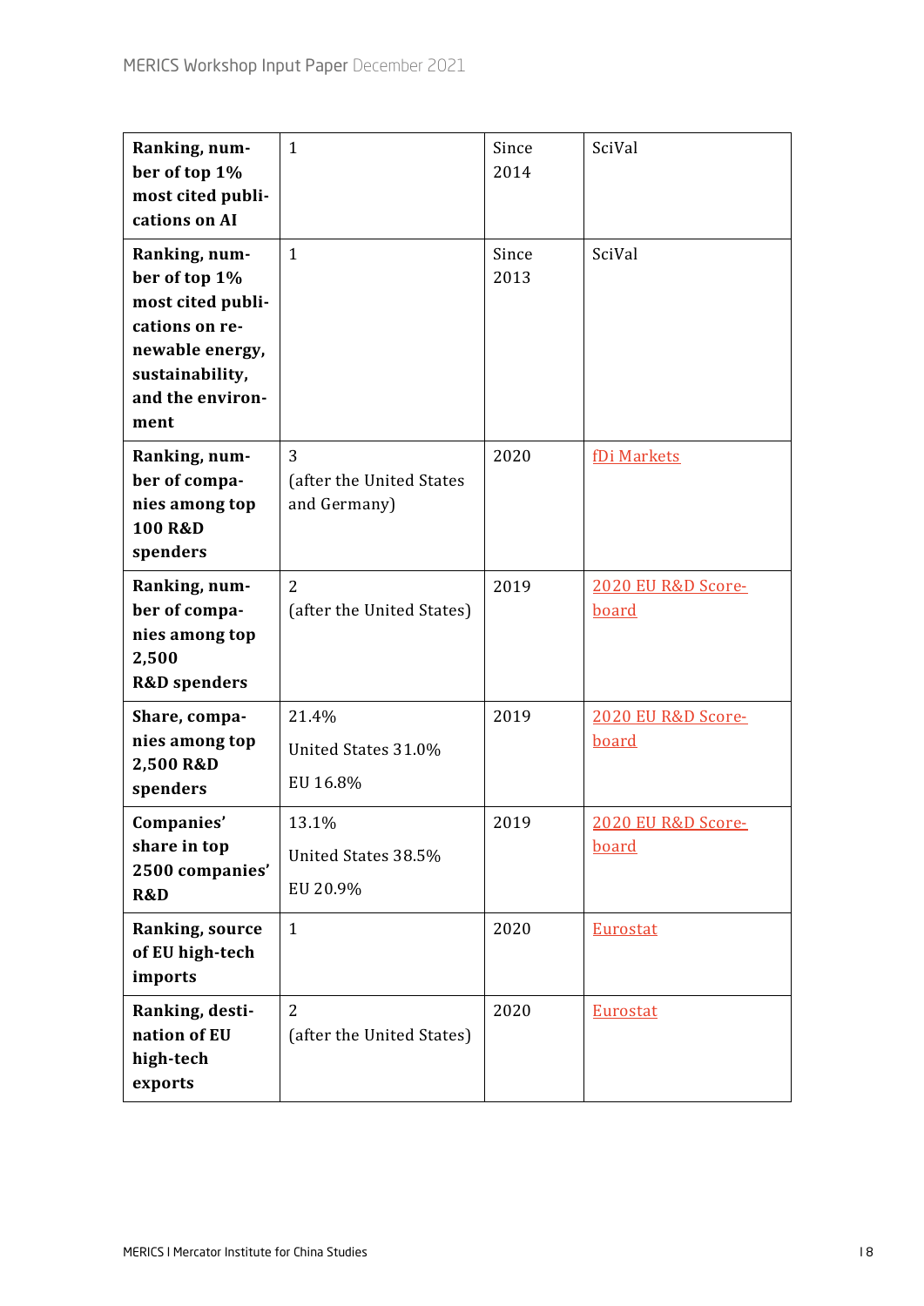| | | | |
|---|---|---|---|
| **Ranking, number of top 1% most cited publications on AI** | 1 | Since 2014 | SciVal |
| **Ranking, number of top 1% most cited publications on renewable energy, sustainability, and the environment** | 1 | Since 2013 | SciVal |
| **Ranking, number of companies among top 100 R&D spenders** | 3<br>(after the United States and Germany) | 2020 | fDi Markets |
| **Ranking, number of companies among top 2,500 R&D spenders** | 2<br>(after the United States) | 2019 | 2020 EU R&D Scoreboard |
| **Share, companies among top 2,500 R&D spenders** | 21.4%<br>United States 31.0%<br>EU 16.8% | 2019 | 2020 EU R&D Scoreboard |
| **Companies' share in top 2500 companies' R&D** | 13.1%<br>United States 38.5%<br>EU 20.9% | 2019 | 2020 EU R&D Scoreboard |
| **Ranking, source of EU high-tech imports** | 1 | 2020 | Eurostat |
| **Ranking, destination of EU high-tech exports** | 2<br>(after the United States) | 2020 | Eurostat |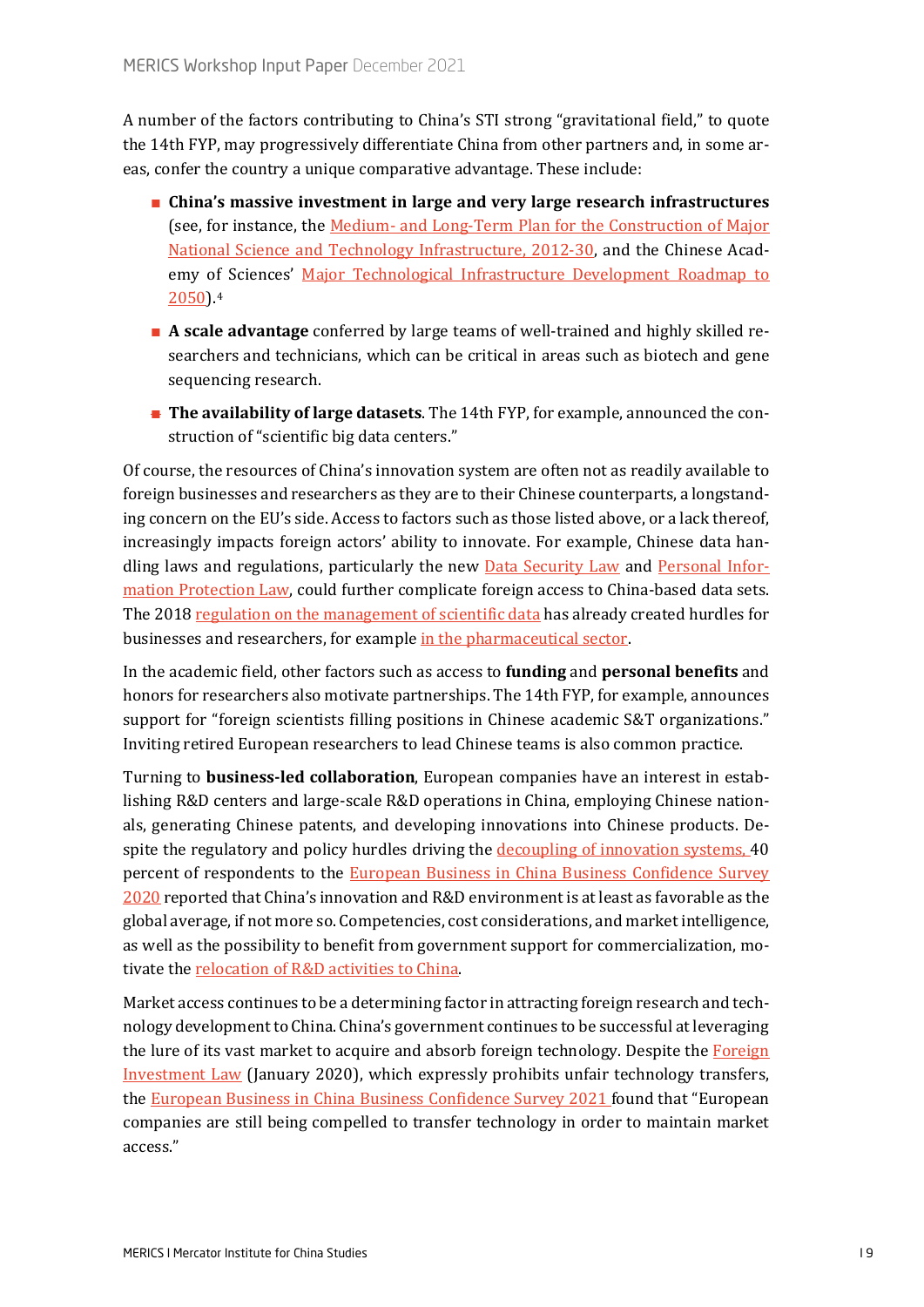A number of the factors contributing to China's STI strong "gravitational field," to quote the 14th FYP, may progressively differentiate China from other partners and, in some areas, confer the country a unique comparative advantage. These include:

- **China's massive investment in large and very large research infrastructures** (see, for instance, the Medium- and Long-Term Plan for the Construction of Major National Science and Technology Infrastructure, 2012-30, and the Chinese Academy of Sciences' Major Technological Infrastructure Development Roadmap to 2050).[4]
- **A scale advantage** conferred by large teams of well-trained and highly skilled researchers and technicians, which can be critical in areas such as biotech and gene sequencing research.
- **The availability of large datasets**. The 14th FYP, for example, announced the construction of "scientific big data centers."

Of course, the resources of China's innovation system are often not as readily available to foreign businesses and researchers as they are to their Chinese counterparts, a longstanding concern on the EU's side. Access to factors such as those listed above, or a lack thereof, increasingly impacts foreign actors' ability to innovate. For example, Chinese data handling laws and regulations, particularly the new Data Security Law and Personal Information Protection Law, could further complicate foreign access to China-based data sets. The 2018 regulation on the management of scientific data has already created hurdles for businesses and researchers, for example in the pharmaceutical sector.

In the academic field, other factors such as access to **funding** and **personal benefits** and honors for researchers also motivate partnerships. The 14th FYP, for example, announces support for "foreign scientists filling positions in Chinese academic S&T organizations." Inviting retired European researchers to lead Chinese teams is also common practice.

Turning to **business-led collaboration**, European companies have an interest in establishing R&D centers and large-scale R&D operations in China, employing Chinese nationals, generating Chinese patents, and developing innovations into Chinese products. Despite the regulatory and policy hurdles driving the decoupling of innovation systems, 40 percent of respondents to the European Business in China Business Confidence Survey 2020 reported that China's innovation and R&D environment is at least as favorable as the global average, if not more so. Competencies, cost considerations, and market intelligence, as well as the possibility to benefit from government support for commercialization, motivate the relocation of R&D activities to China.

Market access continues to be a determining factor in attracting foreign research and technology development to China. China's government continues to be successful at leveraging the lure of its vast market to acquire and absorb foreign technology. Despite the Foreign Investment Law (January 2020), which expressly prohibits unfair technology transfers, the European Business in China Business Confidence Survey 2021 found that "European companies are still being compelled to transfer technology in order to maintain market access."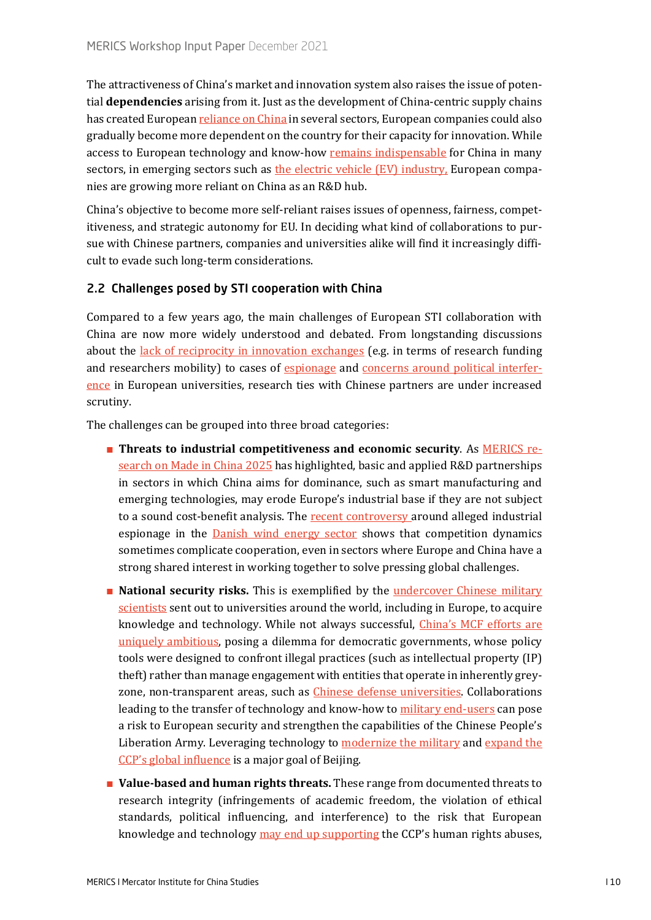The attractiveness of China's market and innovation system also raises the issue of potential **dependencies** arising from it. Just as the development of China-centric supply chains has created European reliance on China in several sectors, European companies could also gradually become more dependent on the country for their capacity for innovation. While access to European technology and know-how remains indispensable for China in many sectors, in emerging sectors such as the electric vehicle (EV) industry, European companies are growing more reliant on China as an R&D hub.

China's objective to become more self-reliant raises issues of openness, fairness, competitiveness, and strategic autonomy for EU. In deciding what kind of collaborations to pursue with Chinese partners, companies and universities alike will find it increasingly difficult to evade such long-term considerations.

### 2.2 Challenges posed by STI cooperation with China

Compared to a few years ago, the main challenges of European STI collaboration with China are now more widely understood and debated. From longstanding discussions about the lack of reciprocity in innovation exchanges (e.g. in terms of research funding and researchers mobility) to cases of espionage and concerns around political interference in European universities, research ties with Chinese partners are under increased scrutiny.

The challenges can be grouped into three broad categories:

- **Threats to industrial competitiveness and economic security**. As MERICS research on Made in China 2025 has highlighted, basic and applied R&D partnerships in sectors in which China aims for dominance, such as smart manufacturing and emerging technologies, may erode Europe's industrial base if they are not subject to a sound cost-benefit analysis. The recent controversy around alleged industrial espionage in the Danish wind energy sector shows that competition dynamics sometimes complicate cooperation, even in sectors where Europe and China have a strong shared interest in working together to solve pressing global challenges.
- **National security risks.** This is exemplified by the undercover Chinese military scientists sent out to universities around the world, including in Europe, to acquire knowledge and technology. While not always successful, China's MCF efforts are uniquely ambitious, posing a dilemma for democratic governments, whose policy tools were designed to confront illegal practices (such as intellectual property (IP) theft) rather than manage engagement with entities that operate in inherently grey-zone, non-transparent areas, such as Chinese defense universities. Collaborations leading to the transfer of technology and know-how to military end-users can pose a risk to European security and strengthen the capabilities of the Chinese People's Liberation Army. Leveraging technology to modernize the military and expand the CCP's global influence is a major goal of Beijing.
- **Value-based and human rights threats.** These range from documented threats to research integrity (infringements of academic freedom, the violation of ethical standards, political influencing, and interference) to the risk that European knowledge and technology may end up supporting the CCP's human rights abuses,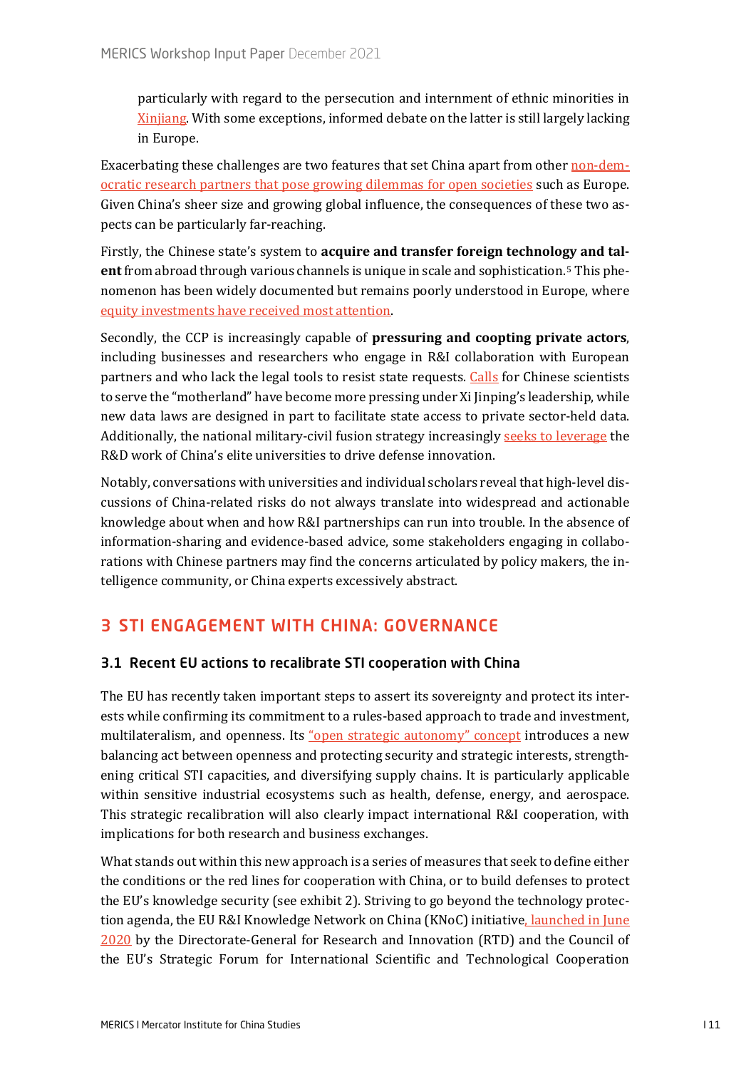particularly with regard to the persecution and internment of ethnic minorities in Xinjiang. With some exceptions, informed debate on the latter is still largely lacking in Europe.

Exacerbating these challenges are two features that set China apart from other non-democratic research partners that pose growing dilemmas for open societies such as Europe. Given China's sheer size and growing global influence, the consequences of these two aspects can be particularly far-reaching.

Firstly, the Chinese state's system to **acquire and transfer foreign technology and talent** from abroad through various channels is unique in scale and sophistication.[5] This phenomenon has been widely documented but remains poorly understood in Europe, where equity investments have received most attention.

Secondly, the CCP is increasingly capable of **pressuring and coopting private actors**, including businesses and researchers who engage in R&I collaboration with European partners and who lack the legal tools to resist state requests. Calls for Chinese scientists to serve the "motherland" have become more pressing under Xi Jinping's leadership, while new data laws are designed in part to facilitate state access to private sector-held data. Additionally, the national military-civil fusion strategy increasingly seeks to leverage the R&D work of China's elite universities to drive defense innovation.

Notably, conversations with universities and individual scholars reveal that high-level discussions of China-related risks do not always translate into widespread and actionable knowledge about when and how R&I partnerships can run into trouble. In the absence of information-sharing and evidence-based advice, some stakeholders engaging in collaborations with Chinese partners may find the concerns articulated by policy makers, the intelligence community, or China experts excessively abstract.

## 3 STI ENGAGEMENT WITH CHINA: GOVERNANCE

### 3.1 Recent EU actions to recalibrate STI cooperation with China

The EU has recently taken important steps to assert its sovereignty and protect its interests while confirming its commitment to a rules-based approach to trade and investment, multilateralism, and openness. Its "open strategic autonomy" concept introduces a new balancing act between openness and protecting security and strategic interests, strengthening critical STI capacities, and diversifying supply chains. It is particularly applicable within sensitive industrial ecosystems such as health, defense, energy, and aerospace. This strategic recalibration will also clearly impact international R&I cooperation, with implications for both research and business exchanges.

What stands out within this new approach is a series of measures that seek to define either the conditions or the red lines for cooperation with China, or to build defenses to protect the EU's knowledge security (see exhibit 2). Striving to go beyond the technology protection agenda, the EU R&I Knowledge Network on China (KNoC) initiative, launched in June 2020 by the Directorate-General for Research and Innovation (RTD) and the Council of the EU's Strategic Forum for International Scientific and Technological Cooperation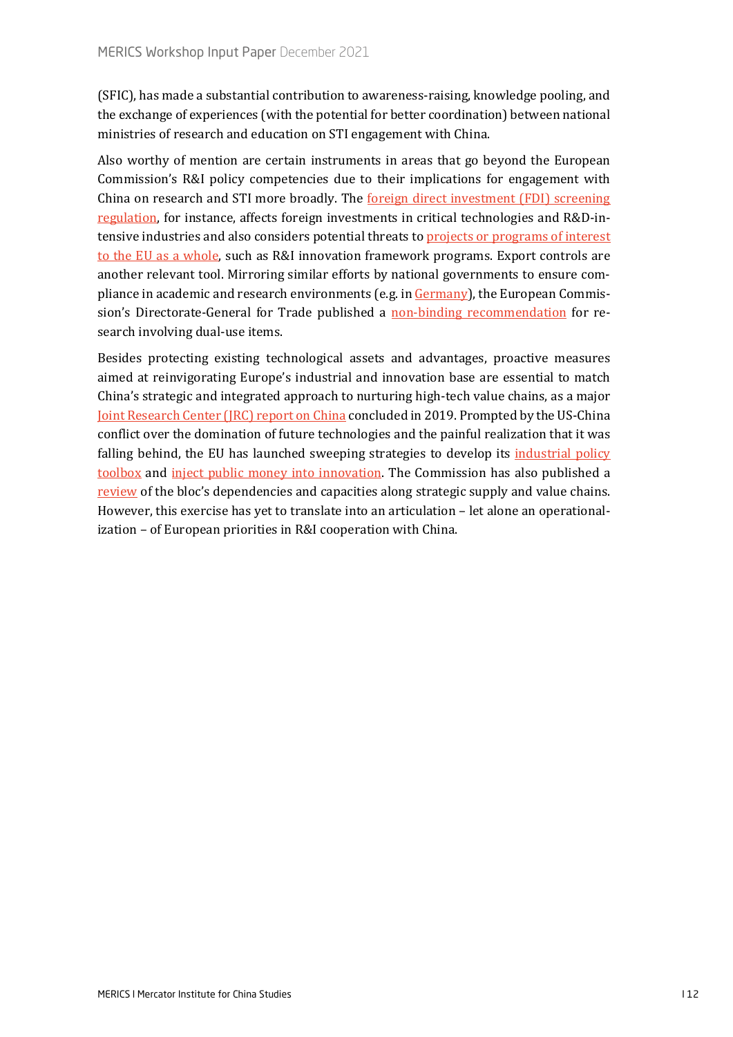(SFIC), has made a substantial contribution to awareness-raising, knowledge pooling, and the exchange of experiences (with the potential for better coordination) between national ministries of research and education on STI engagement with China.

Also worthy of mention are certain instruments in areas that go beyond the European Commission's R&I policy competencies due to their implications for engagement with China on research and STI more broadly. The foreign direct investment (FDI) screening regulation, for instance, affects foreign investments in critical technologies and R&D-intensive industries and also considers potential threats to projects or programs of interest to the EU as a whole, such as R&I innovation framework programs. Export controls are another relevant tool. Mirroring similar efforts by national governments to ensure compliance in academic and research environments (e.g. in Germany), the European Commission's Directorate-General for Trade published a non-binding recommendation for research involving dual-use items.

Besides protecting existing technological assets and advantages, proactive measures aimed at reinvigorating Europe's industrial and innovation base are essential to match China's strategic and integrated approach to nurturing high-tech value chains, as a major Joint Research Center (JRC) report on China concluded in 2019. Prompted by the US-China conflict over the domination of future technologies and the painful realization that it was falling behind, the EU has launched sweeping strategies to develop its industrial policy toolbox and inject public money into innovation. The Commission has also published a review of the bloc's dependencies and capacities along strategic supply and value chains. However, this exercise has yet to translate into an articulation – let alone an operationalization – of European priorities in R&I cooperation with China.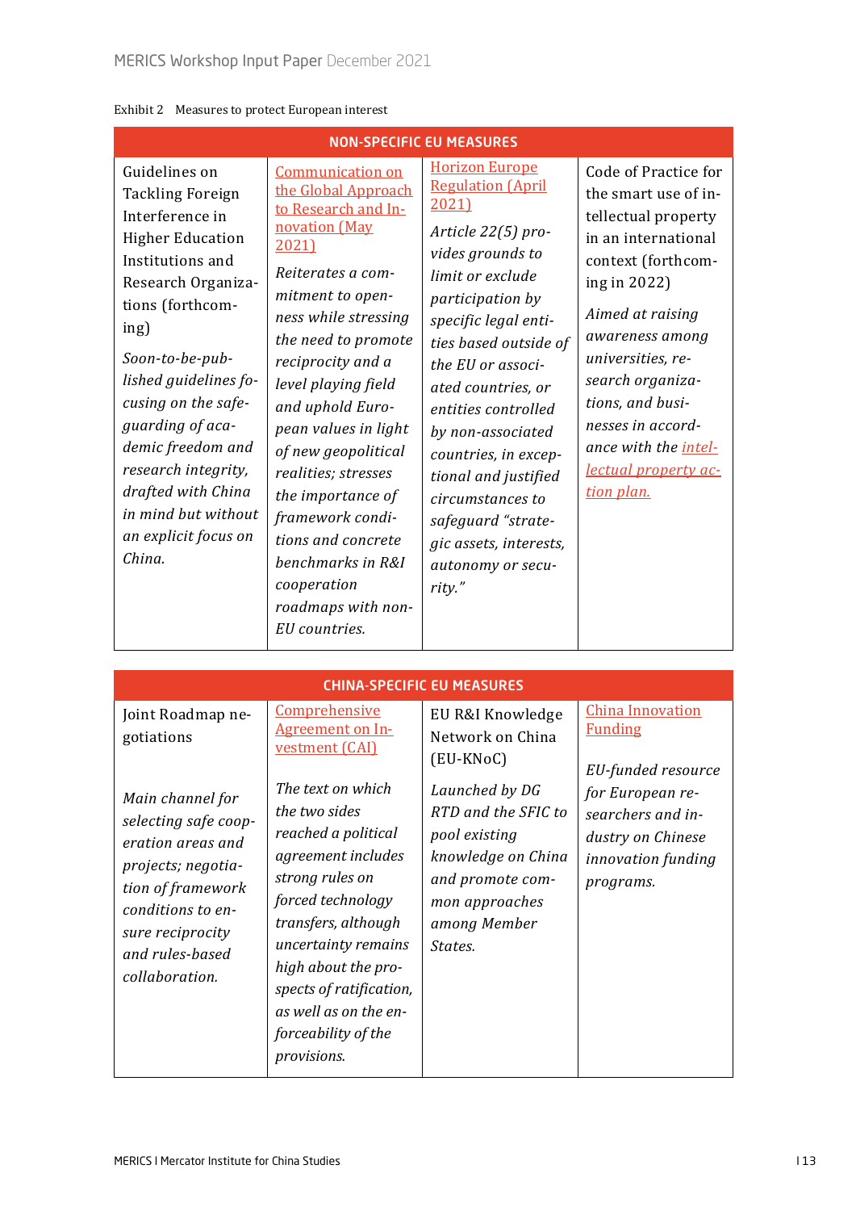Exhibit 2 Measures to protect European interest

| NON-SPECIFIC EU MEASURES | | | |
|---|---|---|---|
| Guidelines on Tackling Foreign Interference in Higher Education Institutions and Research Organizations (forthcoming)<br><br>*Soon-to-be-published guidelines focusing on the safeguarding of academic freedom and research integrity, drafted with China in mind but without an explicit focus on China.* | Communication on the Global Approach to Research and Innovation (May 2021)<br><br>*Reiterates a commitment to openness while stressing the need to promote reciprocity and a level playing field and uphold European values in light of new geopolitical realities; stresses the importance of framework conditions and concrete benchmarks in R&I cooperation roadmaps with non-EU countries.* | Horizon Europe Regulation (April 2021)<br><br>*Article 22(5) provides grounds to limit or exclude participation by specific legal entities based outside of the EU or associated countries, or entities controlled by non-associated countries, in exceptional and justified circumstances to safeguard "strategic assets, interests, autonomy or security."* | Code of Practice for the smart use of intellectual property in an international context (forthcoming in 2022)<br><br>*Aimed at raising awareness among universities, research organizations, and businesses in accordance with the intellectual property action plan.* |

| CHINA-SPECIFIC EU MEASURES | | | |
|---|---|---|---|
| Joint Roadmap negotiations<br><br>*Main channel for selecting safe cooperation areas and projects; negotiation of framework conditions to ensure reciprocity and rules-based collaboration.* | Comprehensive Agreement on Investment (CAI)<br><br>*The text on which the two sides reached a political agreement includes strong rules on forced technology transfers, although uncertainty remains high about the prospects of ratification, as well as on the enforceability of the provisions.* | EU R&I Knowledge Network on China (EU-KNoC)<br><br>*Launched by DG RTD and the SFIC to pool existing knowledge on China and promote common approaches among Member States.* | China Innovation Funding<br><br>*EU-funded resource for European researchers and industry on Chinese innovation funding programs.* |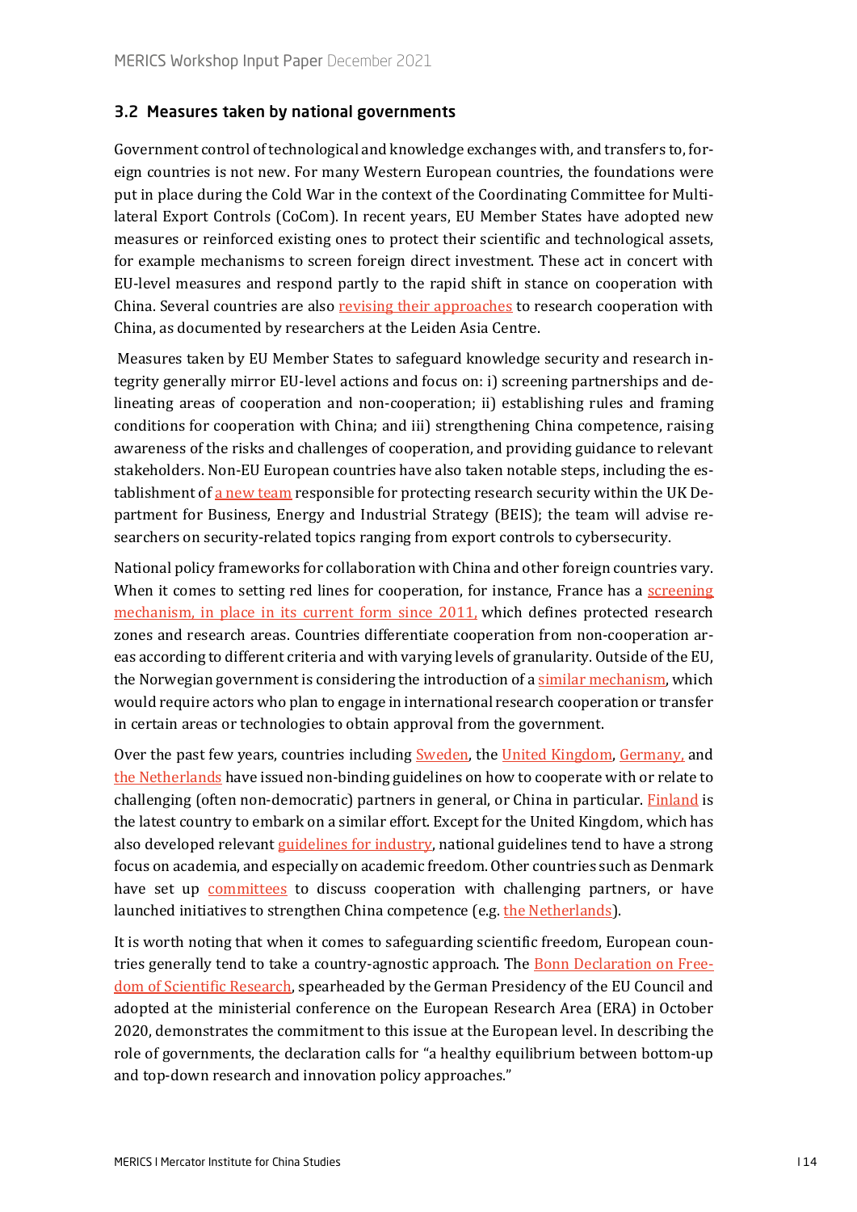### 3.2 Measures taken by national governments

Government control of technological and knowledge exchanges with, and transfers to, foreign countries is not new. For many Western European countries, the foundations were put in place during the Cold War in the context of the Coordinating Committee for Multilateral Export Controls (CoCom). In recent years, EU Member States have adopted new measures or reinforced existing ones to protect their scientific and technological assets, for example mechanisms to screen foreign direct investment. These act in concert with EU-level measures and respond partly to the rapid shift in stance on cooperation with China. Several countries are also revising their approaches to research cooperation with China, as documented by researchers at the Leiden Asia Centre.

Measures taken by EU Member States to safeguard knowledge security and research integrity generally mirror EU-level actions and focus on: i) screening partnerships and delineating areas of cooperation and non-cooperation; ii) establishing rules and framing conditions for cooperation with China; and iii) strengthening China competence, raising awareness of the risks and challenges of cooperation, and providing guidance to relevant stakeholders. Non-EU European countries have also taken notable steps, including the establishment of a new team responsible for protecting research security within the UK Department for Business, Energy and Industrial Strategy (BEIS); the team will advise researchers on security-related topics ranging from export controls to cybersecurity.

National policy frameworks for collaboration with China and other foreign countries vary. When it comes to setting red lines for cooperation, for instance, France has a screening mechanism, in place in its current form since 2011, which defines protected research zones and research areas. Countries differentiate cooperation from non-cooperation areas according to different criteria and with varying levels of granularity. Outside of the EU, the Norwegian government is considering the introduction of a similar mechanism, which would require actors who plan to engage in international research cooperation or transfer in certain areas or technologies to obtain approval from the government.

Over the past few years, countries including Sweden, the United Kingdom, Germany, and the Netherlands have issued non-binding guidelines on how to cooperate with or relate to challenging (often non-democratic) partners in general, or China in particular. Finland is the latest country to embark on a similar effort. Except for the United Kingdom, which has also developed relevant guidelines for industry, national guidelines tend to have a strong focus on academia, and especially on academic freedom. Other countries such as Denmark have set up committees to discuss cooperation with challenging partners, or have launched initiatives to strengthen China competence (e.g. the Netherlands).

It is worth noting that when it comes to safeguarding scientific freedom, European countries generally tend to take a country-agnostic approach. The Bonn Declaration on Freedom of Scientific Research, spearheaded by the German Presidency of the EU Council and adopted at the ministerial conference on the European Research Area (ERA) in October 2020, demonstrates the commitment to this issue at the European level. In describing the role of governments, the declaration calls for "a healthy equilibrium between bottom-up and top-down research and innovation policy approaches."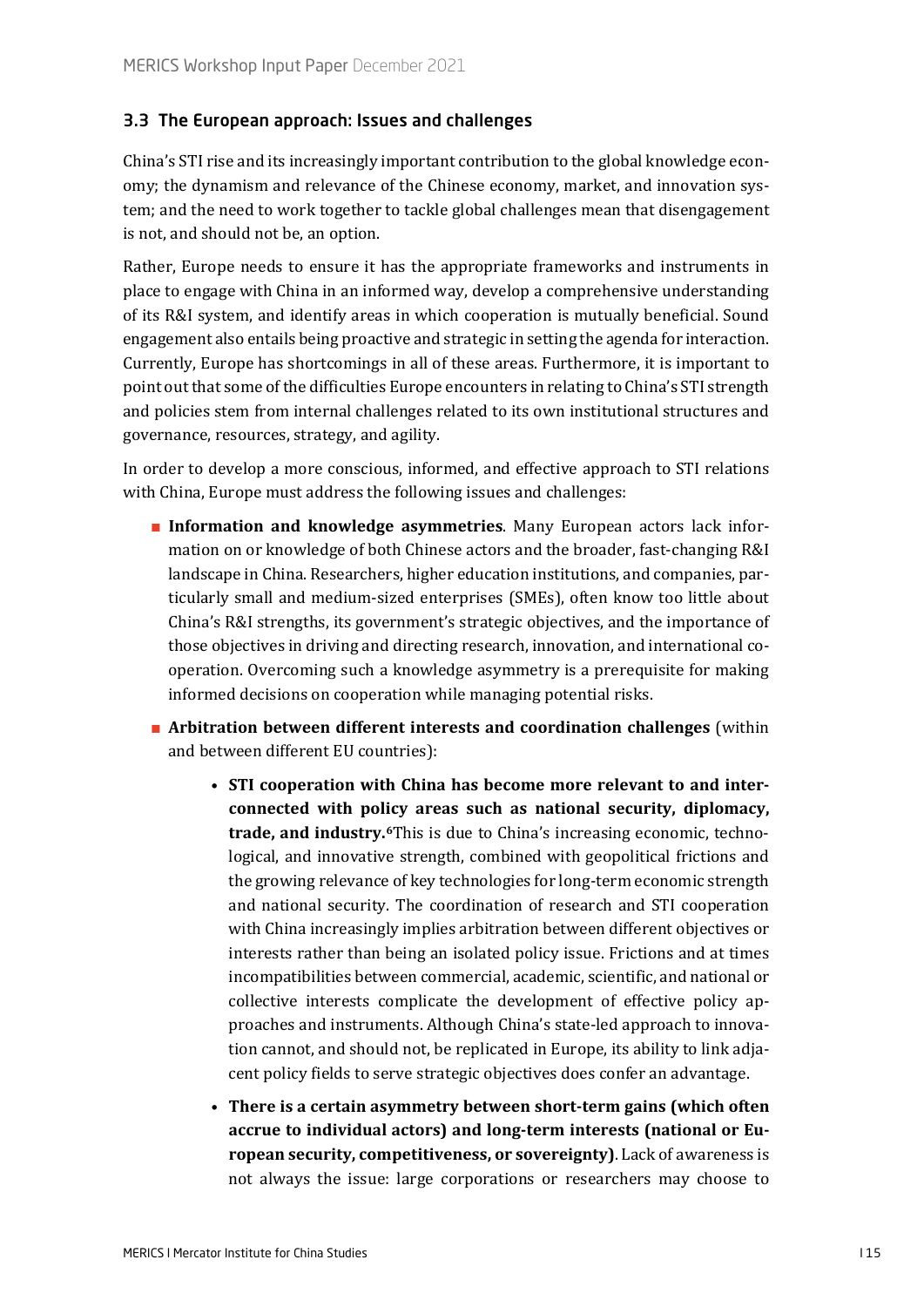### 3.3 The European approach: Issues and challenges

China's STI rise and its increasingly important contribution to the global knowledge economy; the dynamism and relevance of the Chinese economy, market, and innovation system; and the need to work together to tackle global challenges mean that disengagement is not, and should not be, an option.

Rather, Europe needs to ensure it has the appropriate frameworks and instruments in place to engage with China in an informed way, develop a comprehensive understanding of its R&I system, and identify areas in which cooperation is mutually beneficial. Sound engagement also entails being proactive and strategic in setting the agenda for interaction. Currently, Europe has shortcomings in all of these areas. Furthermore, it is important to point out that some of the difficulties Europe encounters in relating to China's STI strength and policies stem from internal challenges related to its own institutional structures and governance, resources, strategy, and agility.

In order to develop a more conscious, informed, and effective approach to STI relations with China, Europe must address the following issues and challenges:

- **Information and knowledge asymmetries**. Many European actors lack information on or knowledge of both Chinese actors and the broader, fast-changing R&I landscape in China. Researchers, higher education institutions, and companies, particularly small and medium-sized enterprises (SMEs), often know too little about China's R&I strengths, its government's strategic objectives, and the importance of those objectives in driving and directing research, innovation, and international cooperation. Overcoming such a knowledge asymmetry is a prerequisite for making informed decisions on cooperation while managing potential risks.
- **Arbitration between different interests and coordination challenges** (within and between different EU countries):
    - **STI cooperation with China has become more relevant to and interconnected with policy areas such as national security, diplomacy, trade, and industry.**[6] This is due to China's increasing economic, technological, and innovative strength, combined with geopolitical frictions and the growing relevance of key technologies for long-term economic strength and national security. The coordination of research and STI cooperation with China increasingly implies arbitration between different objectives or interests rather than being an isolated policy issue. Frictions and at times incompatibilities between commercial, academic, scientific, and national or collective interests complicate the development of effective policy approaches and instruments. Although China's state-led approach to innovation cannot, and should not, be replicated in Europe, its ability to link adjacent policy fields to serve strategic objectives does confer an advantage.
    - **There is a certain asymmetry between short-term gains (which often accrue to individual actors) and long-term interests (national or European security, competitiveness, or sovereignty)**. Lack of awareness is not always the issue: large corporations or researchers may choose to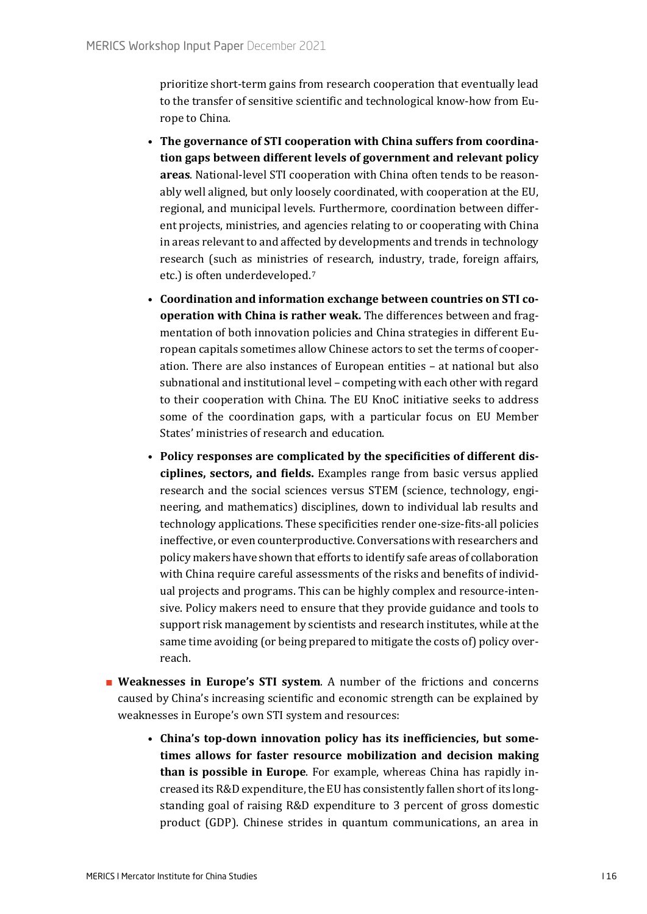prioritize short-term gains from research cooperation that eventually lead to the transfer of sensitive scientific and technological know-how from Europe to China.

- **The governance of STI cooperation with China suffers from coordination gaps between different levels of government and relevant policy areas**. National-level STI cooperation with China often tends to be reasonably well aligned, but only loosely coordinated, with cooperation at the EU, regional, and municipal levels. Furthermore, coordination between different projects, ministries, and agencies relating to or cooperating with China in areas relevant to and affected by developments and trends in technology research (such as ministries of research, industry, trade, foreign affairs, etc.) is often underdeveloped.[7]
- **Coordination and information exchange between countries on STI cooperation with China is rather weak.** The differences between and fragmentation of both innovation policies and China strategies in different European capitals sometimes allow Chinese actors to set the terms of cooperation. There are also instances of European entities – at national but also subnational and institutional level – competing with each other with regard to their cooperation with China. The EU KnoC initiative seeks to address some of the coordination gaps, with a particular focus on EU Member States' ministries of research and education.
- **Policy responses are complicated by the specificities of different disciplines, sectors, and fields.** Examples range from basic versus applied research and the social sciences versus STEM (science, technology, engineering, and mathematics) disciplines, down to individual lab results and technology applications. These specificities render one-size-fits-all policies ineffective, or even counterproductive. Conversations with researchers and policy makers have shown that efforts to identify safe areas of collaboration with China require careful assessments of the risks and benefits of individual projects and programs. This can be highly complex and resource-intensive. Policy makers need to ensure that they provide guidance and tools to support risk management by scientists and research institutes, while at the same time avoiding (or being prepared to mitigate the costs of) policy overreach.

- **Weaknesses in Europe's STI system**. A number of the frictions and concerns caused by China's increasing scientific and economic strength can be explained by weaknesses in Europe's own STI system and resources:
  - **China's top-down innovation policy has its inefficiencies, but sometimes allows for faster resource mobilization and decision making than is possible in Europe**. For example, whereas China has rapidly increased its R&D expenditure, the EU has consistently fallen short of its longstanding goal of raising R&D expenditure to 3 percent of gross domestic product (GDP). Chinese strides in quantum communications, an area in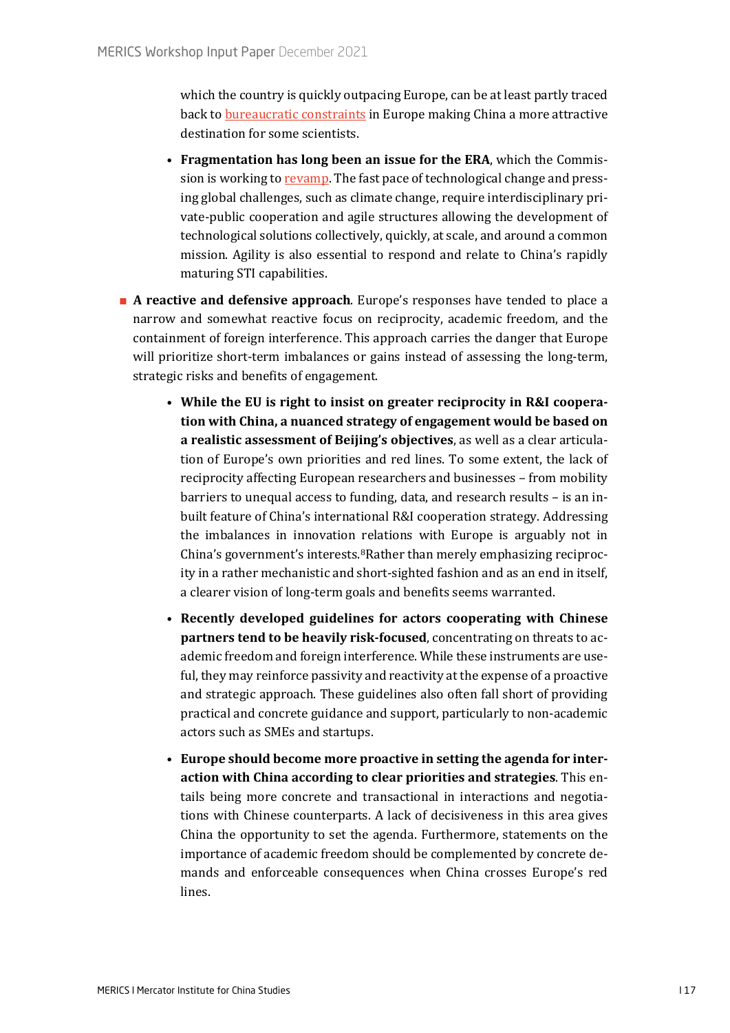which the country is quickly outpacing Europe, can be at least partly traced back to bureaucratic constraints in Europe making China a more attractive destination for some scientists.

- **Fragmentation has long been an issue for the ERA**, which the Commission is working to revamp. The fast pace of technological change and pressing global challenges, such as climate change, require interdisciplinary private-public cooperation and agile structures allowing the development of technological solutions collectively, quickly, at scale, and around a common mission. Agility is also essential to respond and relate to China's rapidly maturing STI capabilities.

- **A reactive and defensive approach**. Europe's responses have tended to place a narrow and somewhat reactive focus on reciprocity, academic freedom, and the containment of foreign interference. This approach carries the danger that Europe will prioritize short-term imbalances or gains instead of assessing the long-term, strategic risks and benefits of engagement.

  - **While the EU is right to insist on greater reciprocity in R&I cooperation with China, a nuanced strategy of engagement would be based on a realistic assessment of Beijing's objectives**, as well as a clear articulation of Europe's own priorities and red lines. To some extent, the lack of reciprocity affecting European researchers and businesses – from mobility barriers to unequal access to funding, data, and research results – is an inbuilt feature of China's international R&I cooperation strategy. Addressing the imbalances in innovation relations with Europe is arguably not in China's government's interests.[8] Rather than merely emphasizing reciprocity in a rather mechanistic and short-sighted fashion and as an end in itself, a clearer vision of long-term goals and benefits seems warranted.

  - **Recently developed guidelines for actors cooperating with Chinese partners tend to be heavily risk-focused**, concentrating on threats to academic freedom and foreign interference. While these instruments are useful, they may reinforce passivity and reactivity at the expense of a proactive and strategic approach. These guidelines also often fall short of providing practical and concrete guidance and support, particularly to non-academic actors such as SMEs and startups.

  - **Europe should become more proactive in setting the agenda for interaction with China according to clear priorities and strategies**. This entails being more concrete and transactional in interactions and negotiations with Chinese counterparts. A lack of decisiveness in this area gives China the opportunity to set the agenda. Furthermore, statements on the importance of academic freedom should be complemented by concrete demands and enforceable consequences when China crosses Europe's red lines.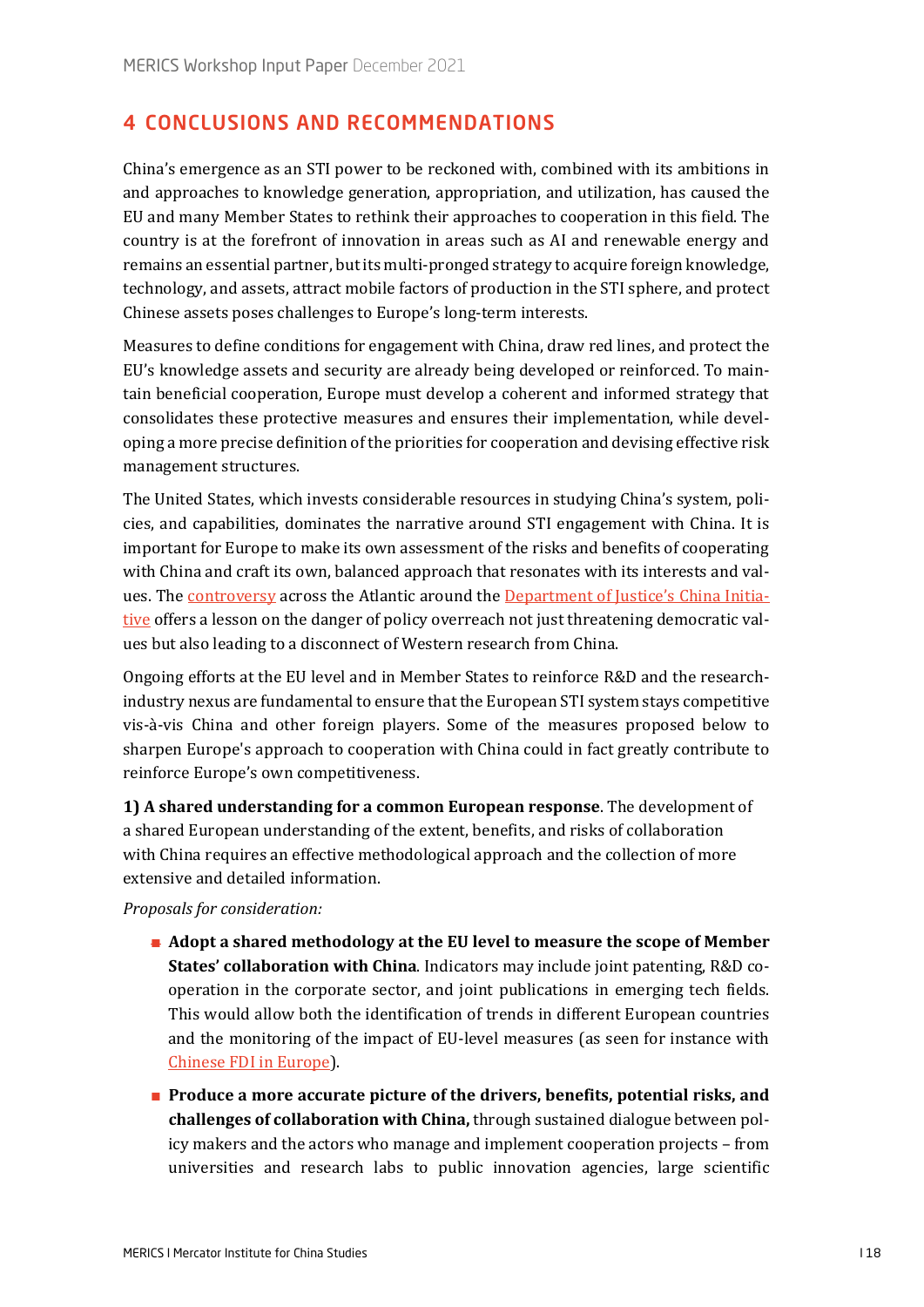## 4 CONCLUSIONS AND RECOMMENDATIONS

China's emergence as an STI power to be reckoned with, combined with its ambitions in and approaches to knowledge generation, appropriation, and utilization, has caused the EU and many Member States to rethink their approaches to cooperation in this field. The country is at the forefront of innovation in areas such as AI and renewable energy and remains an essential partner, but its multi-pronged strategy to acquire foreign knowledge, technology, and assets, attract mobile factors of production in the STI sphere, and protect Chinese assets poses challenges to Europe's long-term interests.

Measures to define conditions for engagement with China, draw red lines, and protect the EU's knowledge assets and security are already being developed or reinforced. To maintain beneficial cooperation, Europe must develop a coherent and informed strategy that consolidates these protective measures and ensures their implementation, while developing a more precise definition of the priorities for cooperation and devising effective risk management structures.

The United States, which invests considerable resources in studying China's system, policies, and capabilities, dominates the narrative around STI engagement with China. It is important for Europe to make its own assessment of the risks and benefits of cooperating with China and craft its own, balanced approach that resonates with its interests and values. The controversy across the Atlantic around the Department of Justice's China Initiative offers a lesson on the danger of policy overreach not just threatening democratic values but also leading to a disconnect of Western research from China.

Ongoing efforts at the EU level and in Member States to reinforce R&D and the research-industry nexus are fundamental to ensure that the European STI system stays competitive vis-à-vis China and other foreign players. Some of the measures proposed below to sharpen Europe's approach to cooperation with China could in fact greatly contribute to reinforce Europe's own competitiveness.

**1) A shared understanding for a common European response**. The development of a shared European understanding of the extent, benefits, and risks of collaboration with China requires an effective methodological approach and the collection of more extensive and detailed information.

*Proposals for consideration:*

- **Adopt a shared methodology at the EU level to measure the scope of Member States' collaboration with China**. Indicators may include joint patenting, R&D cooperation in the corporate sector, and joint publications in emerging tech fields. This would allow both the identification of trends in different European countries and the monitoring of the impact of EU-level measures (as seen for instance with Chinese FDI in Europe).
- **Produce a more accurate picture of the drivers, benefits, potential risks, and challenges of collaboration with China,** through sustained dialogue between policy makers and the actors who manage and implement cooperation projects – from universities and research labs to public innovation agencies, large scientific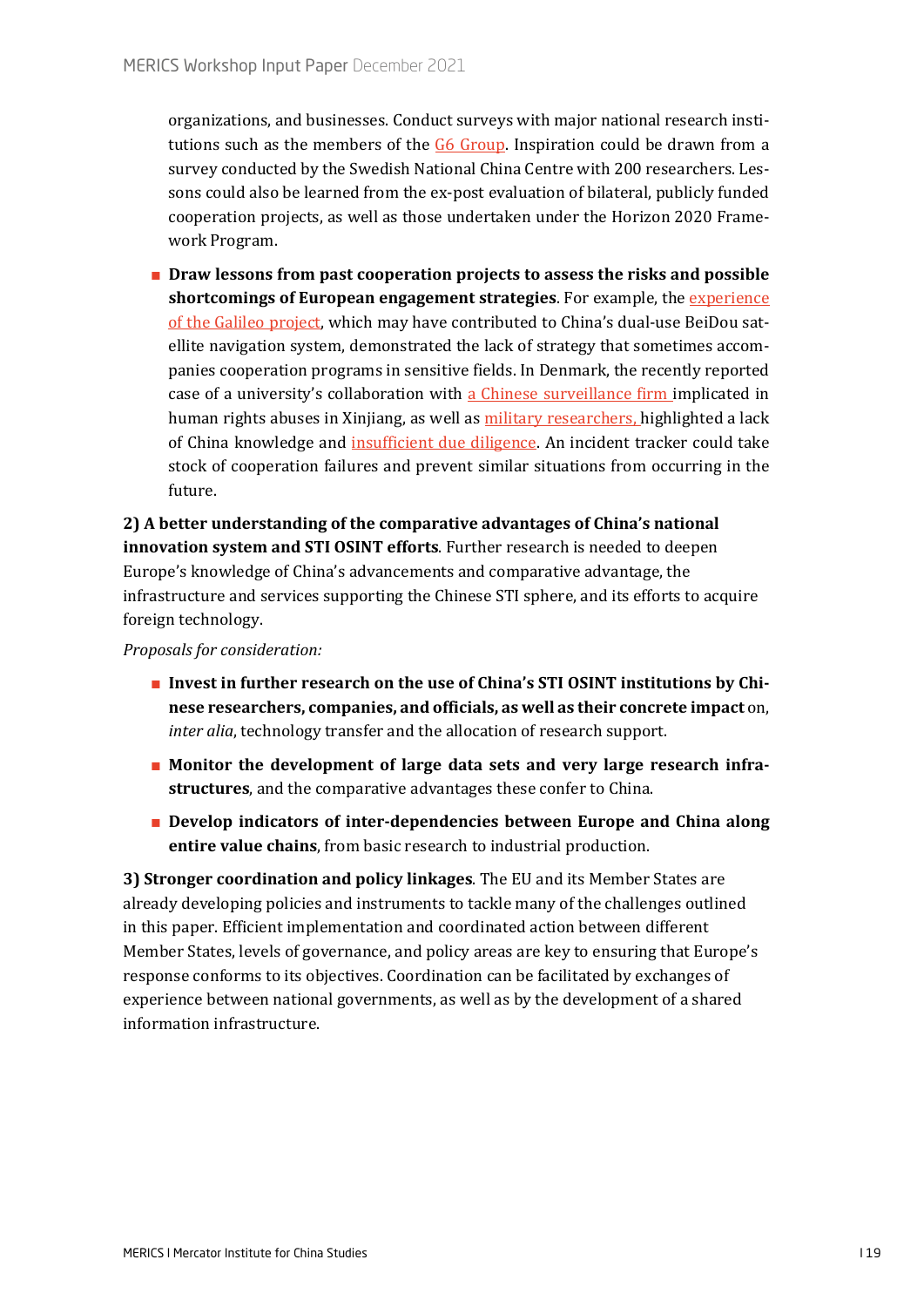organizations, and businesses. Conduct surveys with major national research institutions such as the members of the G6 Group. Inspiration could be drawn from a survey conducted by the Swedish National China Centre with 200 researchers. Lessons could also be learned from the ex-post evaluation of bilateral, publicly funded cooperation projects, as well as those undertaken under the Horizon 2020 Framework Program.

- **Draw lessons from past cooperation projects to assess the risks and possible shortcomings of European engagement strategies**. For example, the experience of the Galileo project, which may have contributed to China's dual-use BeiDou satellite navigation system, demonstrated the lack of strategy that sometimes accompanies cooperation programs in sensitive fields. In Denmark, the recently reported case of a university's collaboration with a Chinese surveillance firm implicated in human rights abuses in Xinjiang, as well as military researchers, highlighted a lack of China knowledge and insufficient due diligence. An incident tracker could take stock of cooperation failures and prevent similar situations from occurring in the future.

**2) A better understanding of the comparative advantages of China's national innovation system and STI OSINT efforts**. Further research is needed to deepen Europe's knowledge of China's advancements and comparative advantage, the infrastructure and services supporting the Chinese STI sphere, and its efforts to acquire foreign technology.

*Proposals for consideration:*

- **Invest in further research on the use of China's STI OSINT institutions by Chinese researchers, companies, and officials, as well as their concrete impact** on, *inter alia*, technology transfer and the allocation of research support.
- **Monitor the development of large data sets and very large research infrastructures**, and the comparative advantages these confer to China.
- **Develop indicators of inter-dependencies between Europe and China along entire value chains**, from basic research to industrial production.

**3) Stronger coordination and policy linkages**. The EU and its Member States are already developing policies and instruments to tackle many of the challenges outlined in this paper. Efficient implementation and coordinated action between different Member States, levels of governance, and policy areas are key to ensuring that Europe's response conforms to its objectives. Coordination can be facilitated by exchanges of experience between national governments, as well as by the development of a shared information infrastructure.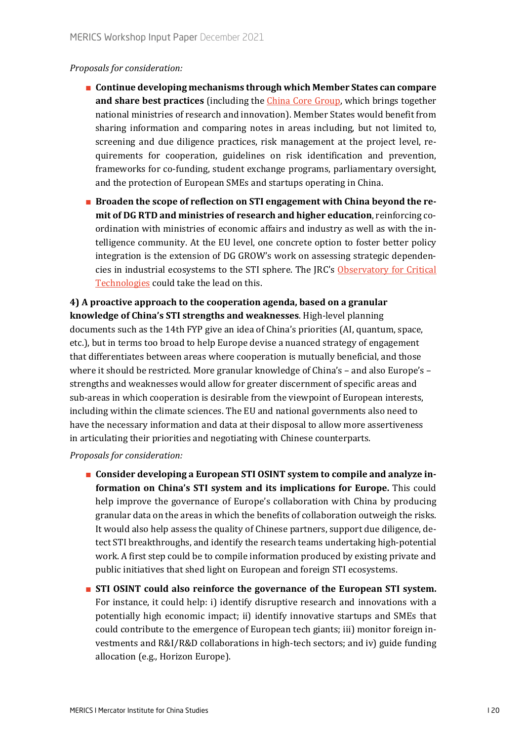*Proposals for consideration:*

- **Continue developing mechanisms through which Member States can compare and share best practices** (including the China Core Group, which brings together national ministries of research and innovation). Member States would benefit from sharing information and comparing notes in areas including, but not limited to, screening and due diligence practices, risk management at the project level, requirements for cooperation, guidelines on risk identification and prevention, frameworks for co-funding, student exchange programs, parliamentary oversight, and the protection of European SMEs and startups operating in China.
- **Broaden the scope of reflection on STI engagement with China beyond the remit of DG RTD and ministries of research and higher education**, reinforcing coordination with ministries of economic affairs and industry as well as with the intelligence community. At the EU level, one concrete option to foster better policy integration is the extension of DG GROW's work on assessing strategic dependencies in industrial ecosystems to the STI sphere. The JRC's Observatory for Critical Technologies could take the lead on this.

**4) A proactive approach to the cooperation agenda, based on a granular knowledge of China's STI strengths and weaknesses**. High-level planning documents such as the 14th FYP give an idea of China's priorities (AI, quantum, space, etc.), but in terms too broad to help Europe devise a nuanced strategy of engagement that differentiates between areas where cooperation is mutually beneficial, and those where it should be restricted. More granular knowledge of China's – and also Europe's – strengths and weaknesses would allow for greater discernment of specific areas and sub-areas in which cooperation is desirable from the viewpoint of European interests, including within the climate sciences. The EU and national governments also need to have the necessary information and data at their disposal to allow more assertiveness in articulating their priorities and negotiating with Chinese counterparts.

*Proposals for consideration:*

- **Consider developing a European STI OSINT system to compile and analyze information on China's STI system and its implications for Europe.** This could help improve the governance of Europe's collaboration with China by producing granular data on the areas in which the benefits of collaboration outweigh the risks. It would also help assess the quality of Chinese partners, support due diligence, detect STI breakthroughs, and identify the research teams undertaking high-potential work. A first step could be to compile information produced by existing private and public initiatives that shed light on European and foreign STI ecosystems.
- **STI OSINT could also reinforce the governance of the European STI system.** For instance, it could help: i) identify disruptive research and innovations with a potentially high economic impact; ii) identify innovative startups and SMEs that could contribute to the emergence of European tech giants; iii) monitor foreign investments and R&I/R&D collaborations in high-tech sectors; and iv) guide funding allocation (e.g., Horizon Europe).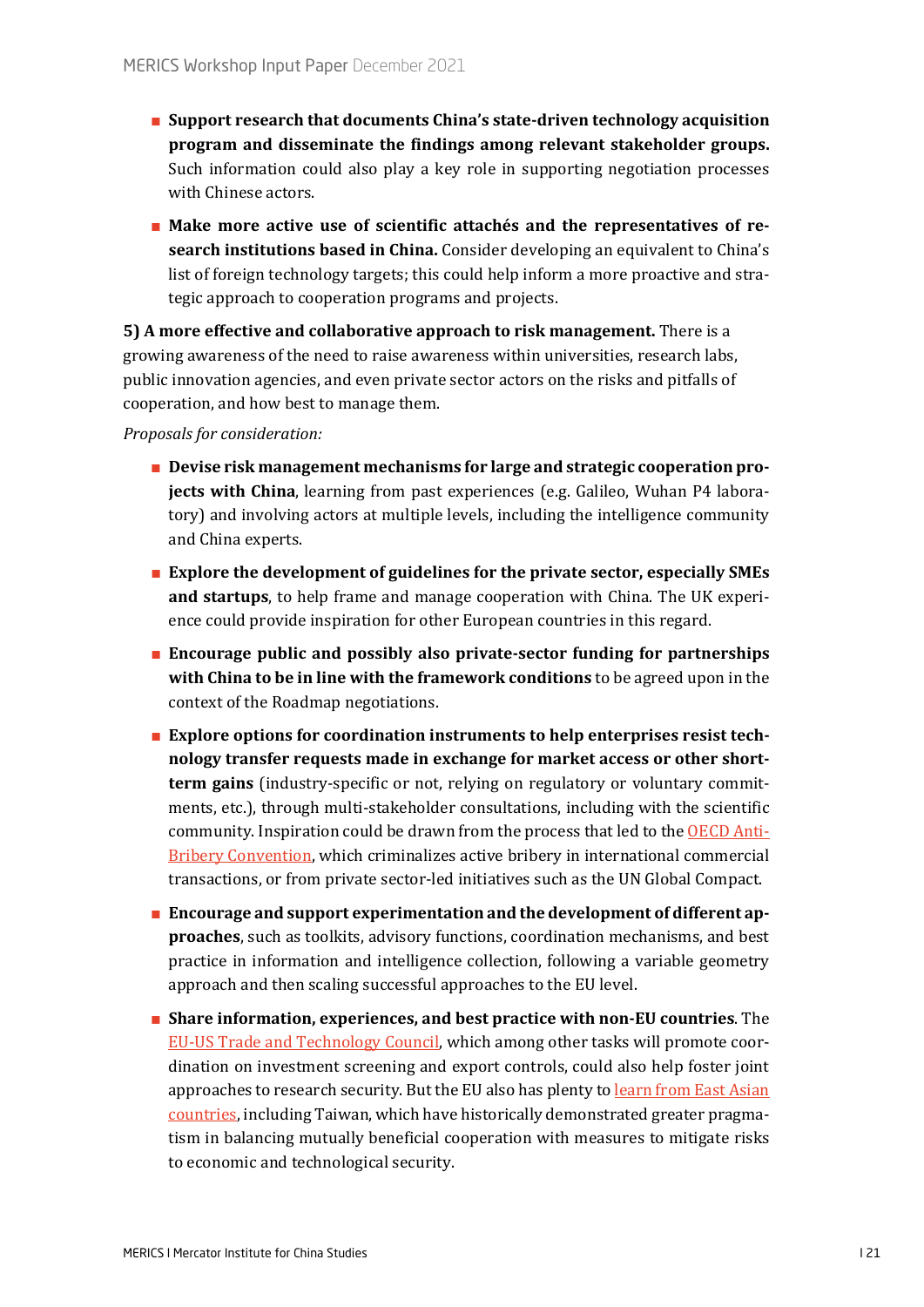- **Support research that documents China's state-driven technology acquisition program and disseminate the findings among relevant stakeholder groups.** Such information could also play a key role in supporting negotiation processes with Chinese actors.
- **Make more active use of scientific attachés and the representatives of research institutions based in China.** Consider developing an equivalent to China's list of foreign technology targets; this could help inform a more proactive and strategic approach to cooperation programs and projects.

**5) A more effective and collaborative approach to risk management.** There is a growing awareness of the need to raise awareness within universities, research labs, public innovation agencies, and even private sector actors on the risks and pitfalls of cooperation, and how best to manage them.

*Proposals for consideration:*

- **Devise risk management mechanisms for large and strategic cooperation projects with China**, learning from past experiences (e.g. Galileo, Wuhan P4 laboratory) and involving actors at multiple levels, including the intelligence community and China experts.
- **Explore the development of guidelines for the private sector, especially SMEs and startups**, to help frame and manage cooperation with China. The UK experience could provide inspiration for other European countries in this regard.
- **Encourage public and possibly also private-sector funding for partnerships with China to be in line with the framework conditions** to be agreed upon in the context of the Roadmap negotiations.
- **Explore options for coordination instruments to help enterprises resist technology transfer requests made in exchange for market access or other short-term gains** (industry-specific or not, relying on regulatory or voluntary commitments, etc.), through multi-stakeholder consultations, including with the scientific community. Inspiration could be drawn from the process that led to the OECD Anti-Bribery Convention, which criminalizes active bribery in international commercial transactions, or from private sector-led initiatives such as the UN Global Compact.
- **Encourage and support experimentation and the development of different approaches**, such as toolkits, advisory functions, coordination mechanisms, and best practice in information and intelligence collection, following a variable geometry approach and then scaling successful approaches to the EU level.
- **Share information, experiences, and best practice with non-EU countries**. The EU-US Trade and Technology Council, which among other tasks will promote coordination on investment screening and export controls, could also help foster joint approaches to research security. But the EU also has plenty to learn from East Asian countries, including Taiwan, which have historically demonstrated greater pragmatism in balancing mutually beneficial cooperation with measures to mitigate risks to economic and technological security.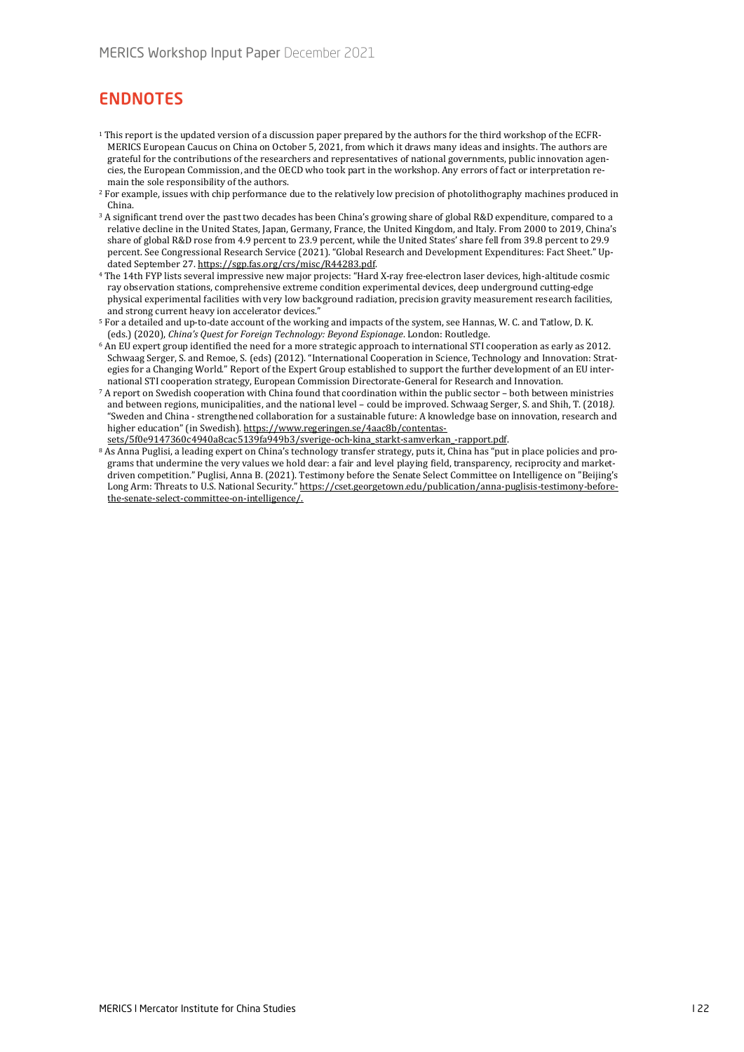## ENDNOTES

[1] This report is the updated version of a discussion paper prepared by the authors for the third workshop of the ECFR-MERICS European Caucus on China on October 5, 2021, from which it draws many ideas and insights. The authors are grateful for the contributions of the researchers and representatives of national governments, public innovation agencies, the European Commission, and the OECD who took part in the workshop. Any errors of fact or interpretation remain the sole responsibility of the authors.

[2] For example, issues with chip performance due to the relatively low precision of photolithography machines produced in China.

[3] A significant trend over the past two decades has been China's growing share of global R&D expenditure, compared to a relative decline in the United States, Japan, Germany, France, the United Kingdom, and Italy. From 2000 to 2019, China's share of global R&D rose from 4.9 percent to 23.9 percent, while the United States' share fell from 39.8 percent to 29.9 percent. See Congressional Research Service (2021). "Global Research and Development Expenditures: Fact Sheet." Updated September 27. https://sgp.fas.org/crs/misc/R44283.pdf.

[4] The 14th FYP lists several impressive new major projects: "Hard X-ray free-electron laser devices, high-altitude cosmic ray observation stations, comprehensive extreme condition experimental devices, deep underground cutting-edge physical experimental facilities with very low background radiation, precision gravity measurement research facilities, and strong current heavy ion accelerator devices."

[5] For a detailed and up-to-date account of the working and impacts of the system, see Hannas, W. C. and Tatlow, D. K. (eds.) (2020), *China's Quest for Foreign Technology: Beyond Espionage*. London: Routledge.

[6] An EU expert group identified the need for a more strategic approach to international STI cooperation as early as 2012. Schwaag Serger, S. and Remoe, S. (eds) (2012). "International Cooperation in Science, Technology and Innovation: Strategies for a Changing World." Report of the Expert Group established to support the further development of an EU international STI cooperation strategy, European Commission Directorate-General for Research and Innovation.

[7] A report on Swedish cooperation with China found that coordination within the public sector – both between ministries and between regions, municipalities, and the national level – could be improved. Schwaag Serger, S. and Shih, T. (2018). "Sweden and China - strengthened collaboration for a sustainable future: A knowledge base on innovation, research and higher education" (in Swedish). https://www.regeringen.se/4aac8b/contentassets/5f0e9147360c4940a8cac5139fa949b3/sverige-och-kina_starkt-samverkan_-rapport.pdf.

[8] As Anna Puglisi, a leading expert on China's technology transfer strategy, puts it, China has "put in place policies and programs that undermine the very values we hold dear: a fair and level playing field, transparency, reciprocity and market-driven competition." Puglisi, Anna B. (2021). Testimony before the Senate Select Committee on Intelligence on "Beijing's Long Arm: Threats to U.S. National Security." https://cset.georgetown.edu/publication/anna-puglisis-testimony-before-the-senate-select-committee-on-intelligence/.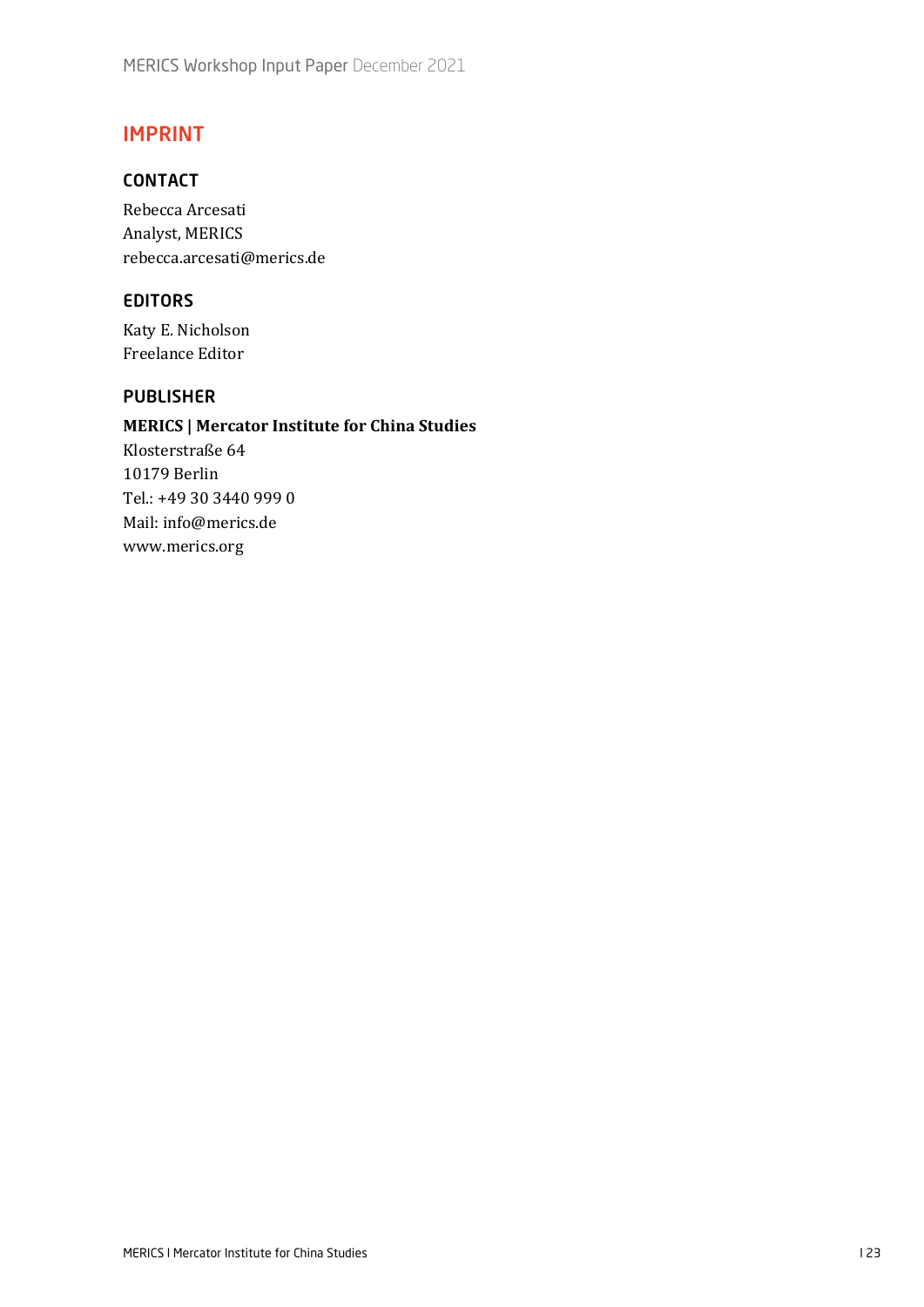## IMPRINT

### CONTACT

Rebecca Arcesati
Analyst, MERICS
rebecca.arcesati@merics.de

### EDITORS

Katy E. Nicholson
Freelance Editor

### PUBLISHER

**MERICS | Mercator Institute for China Studies**
Klosterstraße 64
10179 Berlin
Tel.: +49 30 3440 999 0
Mail: info@merics.de
www.merics.org